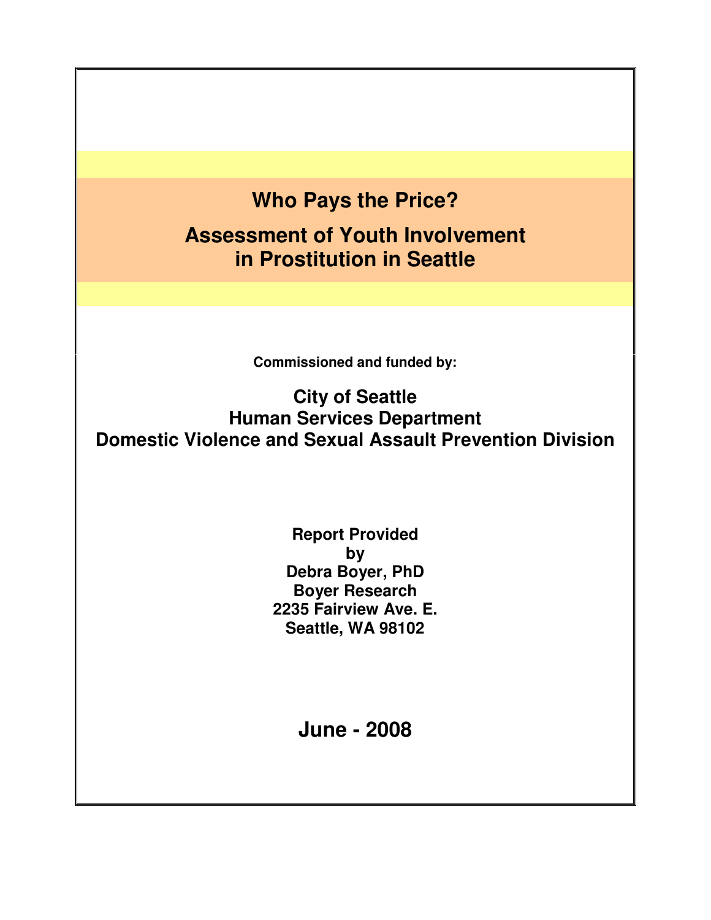# Who Pays the Price?

## Assessment of Youth Involvement in Prostitution in Seattle

**Commissioned and funded by:**

**City of Seattle**
**Human Services Department**
**Domestic Violence and Sexual Assault Prevention Division**

**Report Provided**
**by**
**Debra Boyer, PhD**
**Boyer Research**
**2235 Fairview Ave. E.**
**Seattle, WA 98102**

**June - 2008**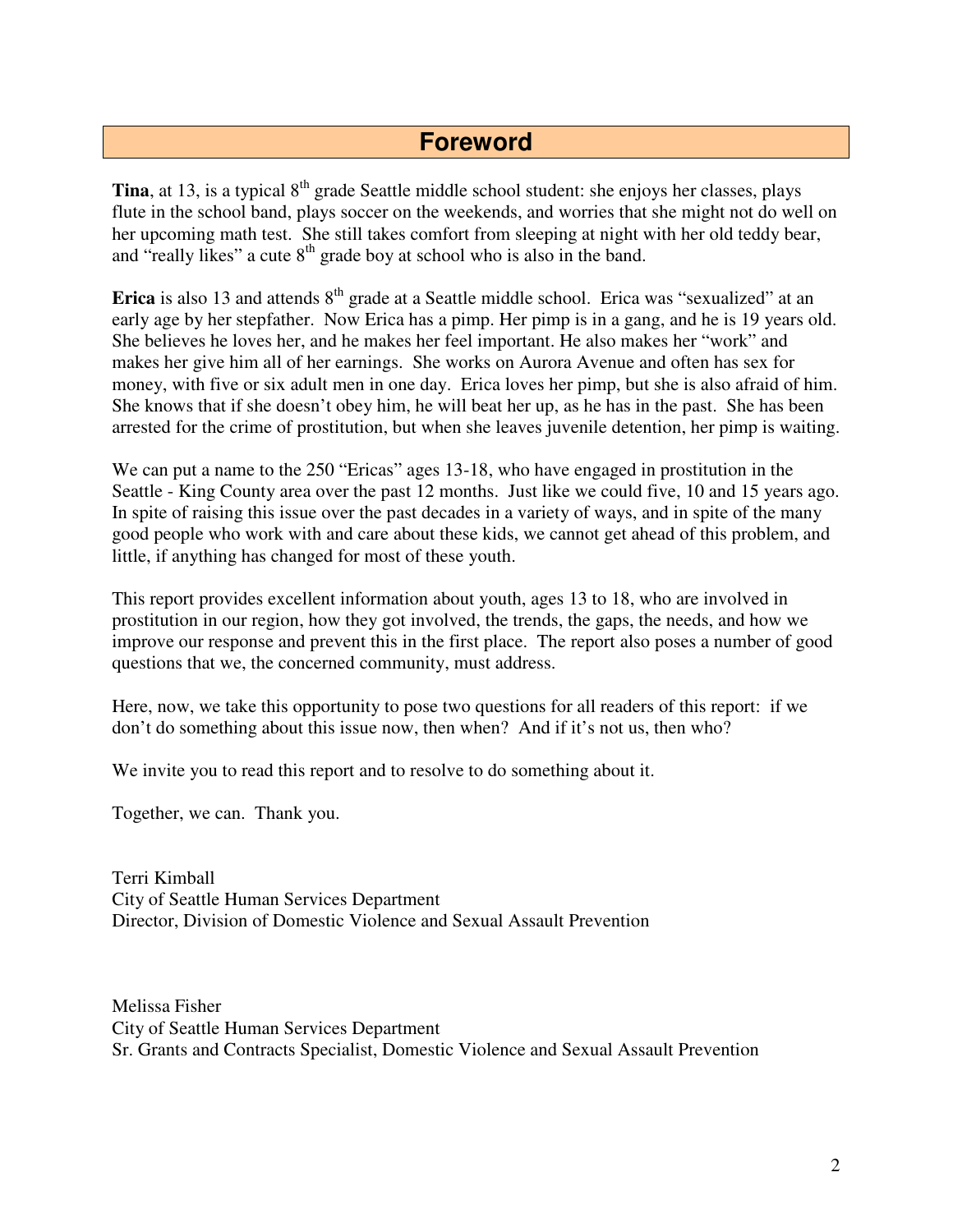# Foreword

**Tina**, at 13, is a typical 8th grade Seattle middle school student: she enjoys her classes, plays flute in the school band, plays soccer on the weekends, and worries that she might not do well on her upcoming math test. She still takes comfort from sleeping at night with her old teddy bear, and "really likes" a cute 8th grade boy at school who is also in the band.

**Erica** is also 13 and attends 8th grade at a Seattle middle school. Erica was "sexualized" at an early age by her stepfather. Now Erica has a pimp. Her pimp is in a gang, and he is 19 years old. She believes he loves her, and he makes her feel important. He also makes her "work" and makes her give him all of her earnings. She works on Aurora Avenue and often has sex for money, with five or six adult men in one day. Erica loves her pimp, but she is also afraid of him. She knows that if she doesn't obey him, he will beat her up, as he has in the past. She has been arrested for the crime of prostitution, but when she leaves juvenile detention, her pimp is waiting.

We can put a name to the 250 "Ericas" ages 13-18, who have engaged in prostitution in the Seattle - King County area over the past 12 months. Just like we could five, 10 and 15 years ago. In spite of raising this issue over the past decades in a variety of ways, and in spite of the many good people who work with and care about these kids, we cannot get ahead of this problem, and little, if anything has changed for most of these youth.

This report provides excellent information about youth, ages 13 to 18, who are involved in prostitution in our region, how they got involved, the trends, the gaps, the needs, and how we improve our response and prevent this in the first place. The report also poses a number of good questions that we, the concerned community, must address.

Here, now, we take this opportunity to pose two questions for all readers of this report: if we don't do something about this issue now, then when? And if it's not us, then who?

We invite you to read this report and to resolve to do something about it.

Together, we can. Thank you.

Terri Kimball
City of Seattle Human Services Department
Director, Division of Domestic Violence and Sexual Assault Prevention

Melissa Fisher
City of Seattle Human Services Department
Sr. Grants and Contracts Specialist, Domestic Violence and Sexual Assault Prevention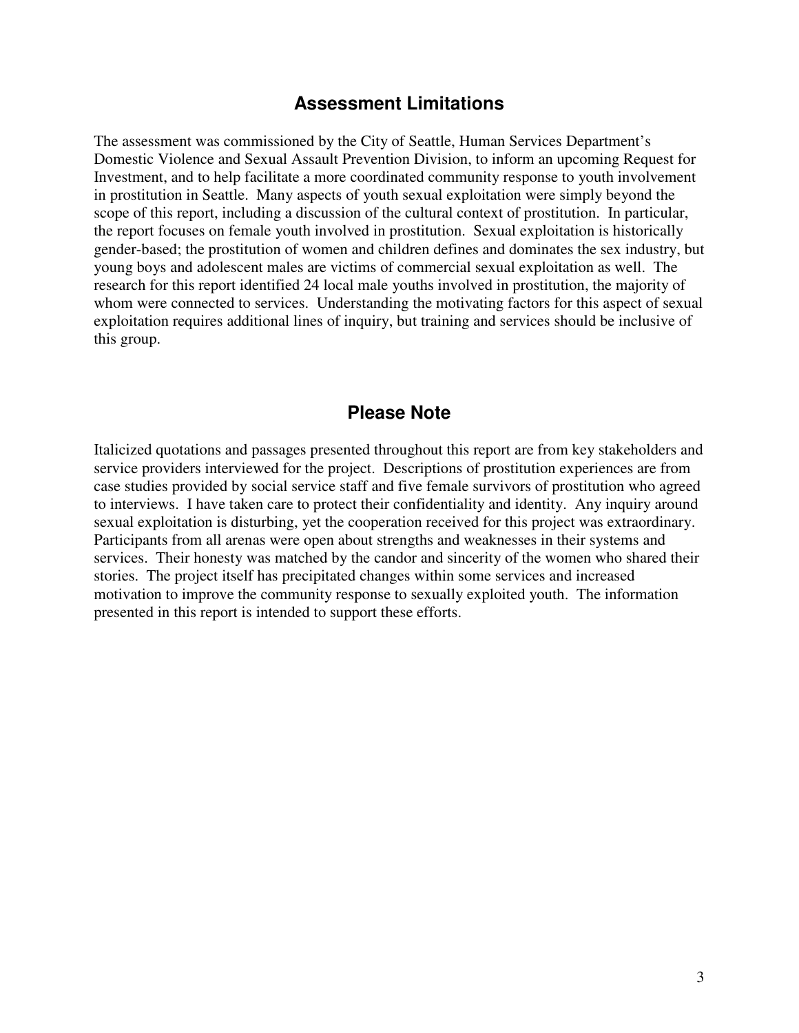## Assessment Limitations

The assessment was commissioned by the City of Seattle, Human Services Department's Domestic Violence and Sexual Assault Prevention Division, to inform an upcoming Request for Investment, and to help facilitate a more coordinated community response to youth involvement in prostitution in Seattle. Many aspects of youth sexual exploitation were simply beyond the scope of this report, including a discussion of the cultural context of prostitution. In particular, the report focuses on female youth involved in prostitution. Sexual exploitation is historically gender-based; the prostitution of women and children defines and dominates the sex industry, but young boys and adolescent males are victims of commercial sexual exploitation as well. The research for this report identified 24 local male youths involved in prostitution, the majority of whom were connected to services. Understanding the motivating factors for this aspect of sexual exploitation requires additional lines of inquiry, but training and services should be inclusive of this group.

## Please Note

Italicized quotations and passages presented throughout this report are from key stakeholders and service providers interviewed for the project. Descriptions of prostitution experiences are from case studies provided by social service staff and five female survivors of prostitution who agreed to interviews. I have taken care to protect their confidentiality and identity. Any inquiry around sexual exploitation is disturbing, yet the cooperation received for this project was extraordinary. Participants from all arenas were open about strengths and weaknesses in their systems and services. Their honesty was matched by the candor and sincerity of the women who shared their stories. The project itself has precipitated changes within some services and increased motivation to improve the community response to sexually exploited youth. The information presented in this report is intended to support these efforts.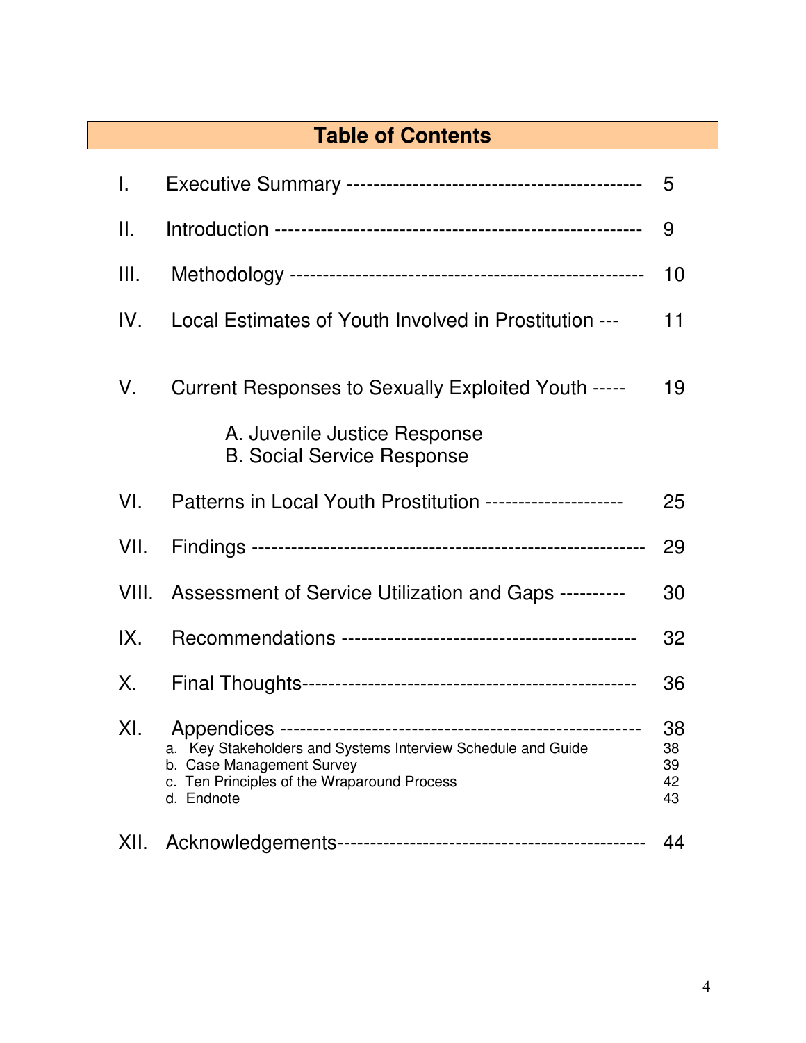# Table of Contents

| | | |
|---|---|---|
| I. | Executive Summary | 5 |
| II. | Introduction | 9 |
| III. | Methodology | 10 |
| IV. | Local Estimates of Youth Involved in Prostitution | 11 |
| V. | Current Responses to Sexually Exploited Youth<br>A. Juvenile Justice Response<br>B. Social Service Response | 19 |
| VI. | Patterns in Local Youth Prostitution | 25 |
| VII. | Findings | 29 |
| VIII. | Assessment of Service Utilization and Gaps | 30 |
| IX. | Recommendations | 32 |
| X. | Final Thoughts | 36 |
| XI. | Appendices | 38 |
| | a. Key Stakeholders and Systems Interview Schedule and Guide | 38 |
| | b. Case Management Survey | 39 |
| | c. Ten Principles of the Wraparound Process | 42 |
| | d. Endnote | 43 |
| XII. | Acknowledgements | 44 |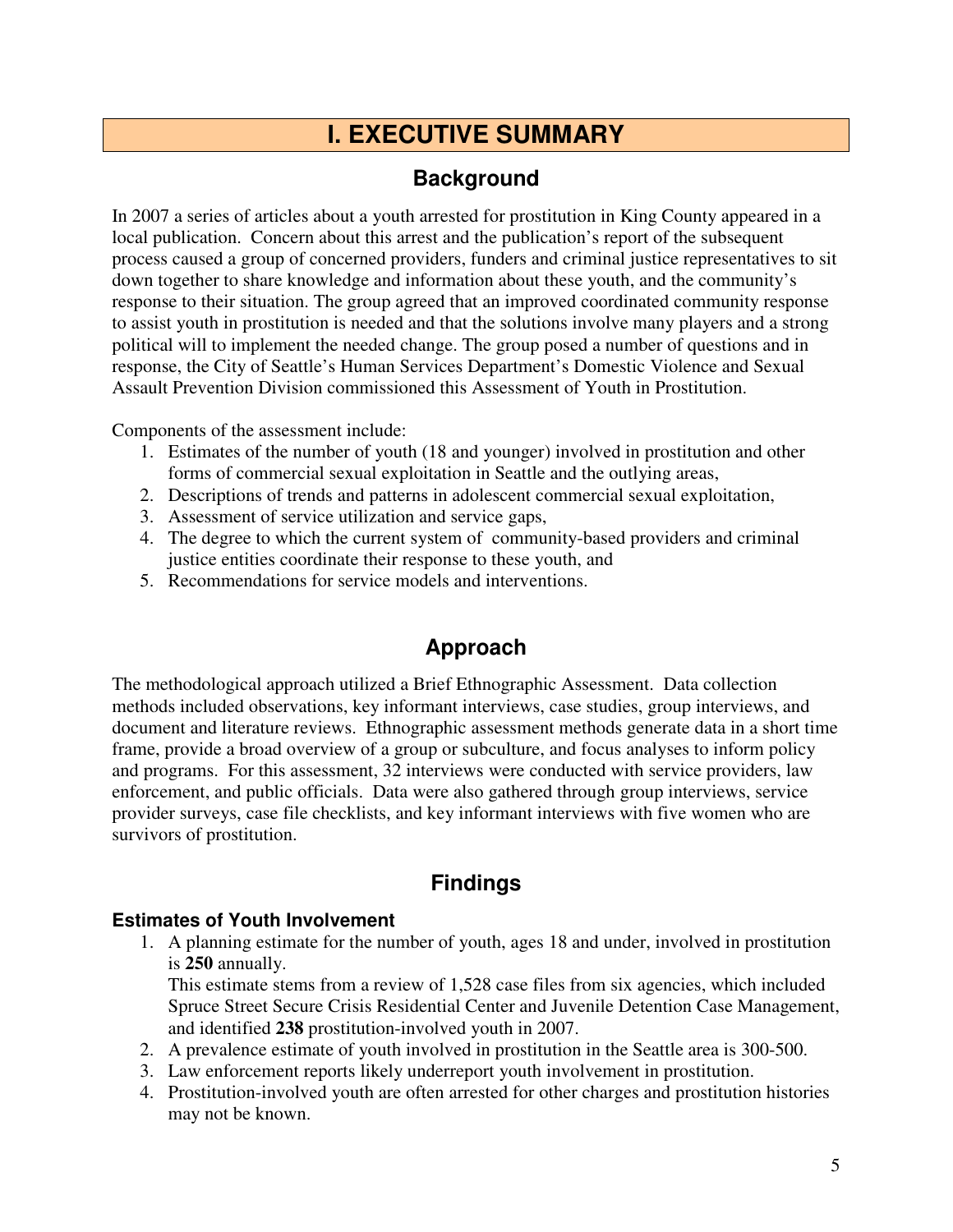# I. EXECUTIVE SUMMARY

## Background

In 2007 a series of articles about a youth arrested for prostitution in King County appeared in a local publication. Concern about this arrest and the publication's report of the subsequent process caused a group of concerned providers, funders and criminal justice representatives to sit down together to share knowledge and information about these youth, and the community's response to their situation. The group agreed that an improved coordinated community response to assist youth in prostitution is needed and that the solutions involve many players and a strong political will to implement the needed change. The group posed a number of questions and in response, the City of Seattle's Human Services Department's Domestic Violence and Sexual Assault Prevention Division commissioned this Assessment of Youth in Prostitution.

Components of the assessment include:

1. Estimates of the number of youth (18 and younger) involved in prostitution and other forms of commercial sexual exploitation in Seattle and the outlying areas,
2. Descriptions of trends and patterns in adolescent commercial sexual exploitation,
3. Assessment of service utilization and service gaps,
4. The degree to which the current system of community-based providers and criminal justice entities coordinate their response to these youth, and
5. Recommendations for service models and interventions.

## Approach

The methodological approach utilized a Brief Ethnographic Assessment. Data collection methods included observations, key informant interviews, case studies, group interviews, and document and literature reviews. Ethnographic assessment methods generate data in a short time frame, provide a broad overview of a group or subculture, and focus analyses to inform policy and programs. For this assessment, 32 interviews were conducted with service providers, law enforcement, and public officials. Data were also gathered through group interviews, service provider surveys, case file checklists, and key informant interviews with five women who are survivors of prostitution.

## Findings

### Estimates of Youth Involvement

1. A planning estimate for the number of youth, ages 18 and under, involved in prostitution is **250** annually.
   This estimate stems from a review of 1,528 case files from six agencies, which included Spruce Street Secure Crisis Residential Center and Juvenile Detention Case Management, and identified **238** prostitution-involved youth in 2007.
2. A prevalence estimate of youth involved in prostitution in the Seattle area is 300-500.
3. Law enforcement reports likely underreport youth involvement in prostitution.
4. Prostitution-involved youth are often arrested for other charges and prostitution histories may not be known.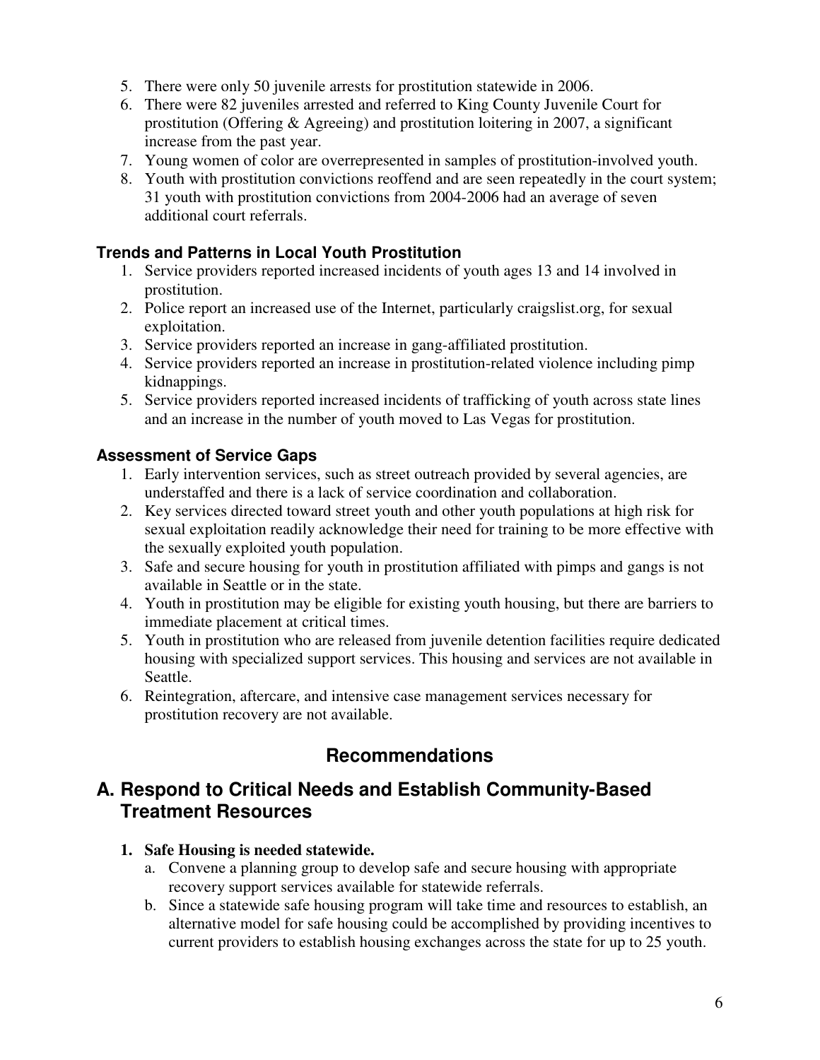5. There were only 50 juvenile arrests for prostitution statewide in 2006.
6. There were 82 juveniles arrested and referred to King County Juvenile Court for prostitution (Offering & Agreeing) and prostitution loitering in 2007, a significant increase from the past year.
7. Young women of color are overrepresented in samples of prostitution-involved youth.
8. Youth with prostitution convictions reoffend and are seen repeatedly in the court system; 31 youth with prostitution convictions from 2004-2006 had an average of seven additional court referrals.

### Trends and Patterns in Local Youth Prostitution

1. Service providers reported increased incidents of youth ages 13 and 14 involved in prostitution.
2. Police report an increased use of the Internet, particularly craigslist.org, for sexual exploitation.
3. Service providers reported an increase in gang-affiliated prostitution.
4. Service providers reported an increase in prostitution-related violence including pimp kidnappings.
5. Service providers reported increased incidents of trafficking of youth across state lines and an increase in the number of youth moved to Las Vegas for prostitution.

### Assessment of Service Gaps

1. Early intervention services, such as street outreach provided by several agencies, are understaffed and there is a lack of service coordination and collaboration.
2. Key services directed toward street youth and other youth populations at high risk for sexual exploitation readily acknowledge their need for training to be more effective with the sexually exploited youth population.
3. Safe and secure housing for youth in prostitution affiliated with pimps and gangs is not available in Seattle or in the state.
4. Youth in prostitution may be eligible for existing youth housing, but there are barriers to immediate placement at critical times.
5. Youth in prostitution who are released from juvenile detention facilities require dedicated housing with specialized support services. This housing and services are not available in Seattle.
6. Reintegration, aftercare, and intensive case management services necessary for prostitution recovery are not available.

## Recommendations

## A. Respond to Critical Needs and Establish Community-Based Treatment Resources

**1. Safe Housing is needed statewide.**

a. Convene a planning group to develop safe and secure housing with appropriate recovery support services available for statewide referrals.

b. Since a statewide safe housing program will take time and resources to establish, an alternative model for safe housing could be accomplished by providing incentives to current providers to establish housing exchanges across the state for up to 25 youth.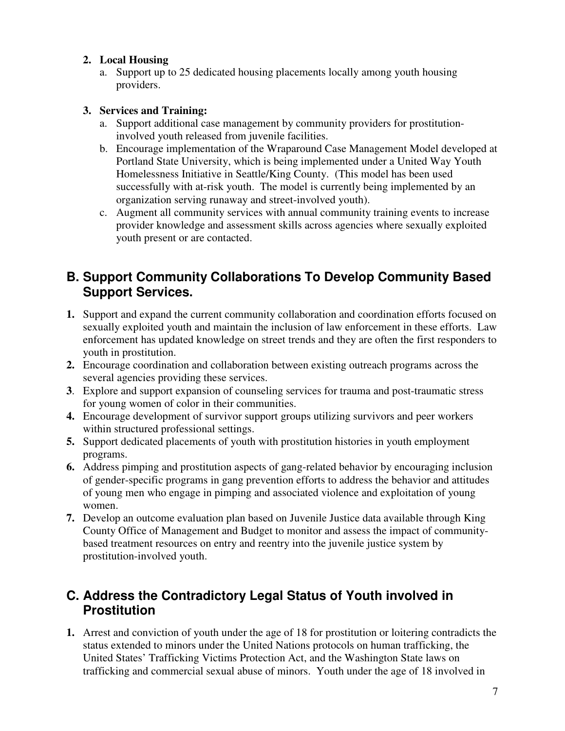**2. Local Housing**

a. Support up to 25 dedicated housing placements locally among youth housing providers.

**3. Services and Training:**

a. Support additional case management by community providers for prostitution-involved youth released from juvenile facilities.

b. Encourage implementation of the Wraparound Case Management Model developed at Portland State University, which is being implemented under a United Way Youth Homelessness Initiative in Seattle/King County. (This model has been used successfully with at-risk youth. The model is currently being implemented by an organization serving runaway and street-involved youth).

c. Augment all community services with annual community training events to increase provider knowledge and assessment skills across agencies where sexually exploited youth present or are contacted.

## B. Support Community Collaborations To Develop Community Based Support Services.

**1.** Support and expand the current community collaboration and coordination efforts focused on sexually exploited youth and maintain the inclusion of law enforcement in these efforts. Law enforcement has updated knowledge on street trends and they are often the first responders to youth in prostitution.

**2.** Encourage coordination and collaboration between existing outreach programs across the several agencies providing these services.

**3**. Explore and support expansion of counseling services for trauma and post-traumatic stress for young women of color in their communities.

**4.** Encourage development of survivor support groups utilizing survivors and peer workers within structured professional settings.

**5.** Support dedicated placements of youth with prostitution histories in youth employment programs.

**6.** Address pimping and prostitution aspects of gang-related behavior by encouraging inclusion of gender-specific programs in gang prevention efforts to address the behavior and attitudes of young men who engage in pimping and associated violence and exploitation of young women.

**7.** Develop an outcome evaluation plan based on Juvenile Justice data available through King County Office of Management and Budget to monitor and assess the impact of community-based treatment resources on entry and reentry into the juvenile justice system by prostitution-involved youth.

## C. Address the Contradictory Legal Status of Youth involved in Prostitution

**1.** Arrest and conviction of youth under the age of 18 for prostitution or loitering contradicts the status extended to minors under the United Nations protocols on human trafficking, the United States' Trafficking Victims Protection Act, and the Washington State laws on trafficking and commercial sexual abuse of minors. Youth under the age of 18 involved in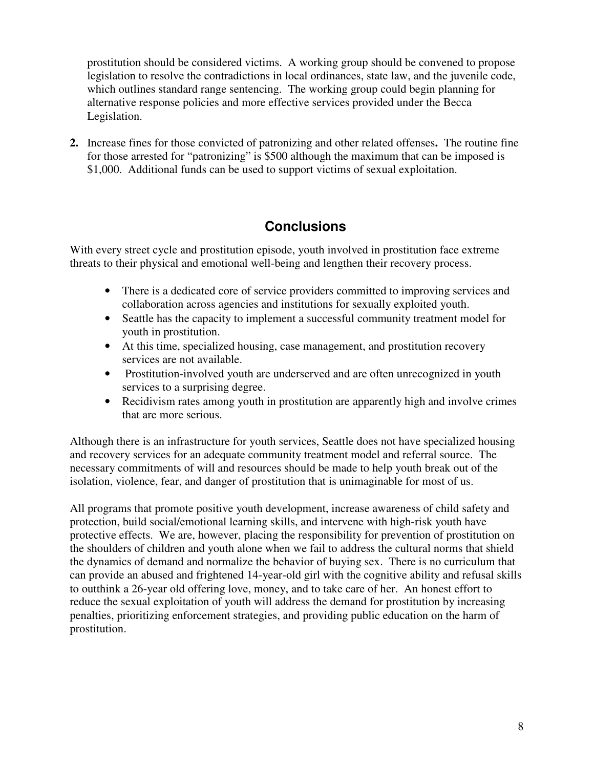prostitution should be considered victims. A working group should be convened to propose legislation to resolve the contradictions in local ordinances, state law, and the juvenile code, which outlines standard range sentencing. The working group could begin planning for alternative response policies and more effective services provided under the Becca Legislation.

2. Increase fines for those convicted of patronizing and other related offenses**.** The routine fine for those arrested for "patronizing" is $500 although the maximum that can be imposed is $1,000. Additional funds can be used to support victims of sexual exploitation.

## Conclusions

With every street cycle and prostitution episode, youth involved in prostitution face extreme threats to their physical and emotional well-being and lengthen their recovery process.

- There is a dedicated core of service providers committed to improving services and collaboration across agencies and institutions for sexually exploited youth.
- Seattle has the capacity to implement a successful community treatment model for youth in prostitution.
- At this time, specialized housing, case management, and prostitution recovery services are not available.
- Prostitution-involved youth are underserved and are often unrecognized in youth services to a surprising degree.
- Recidivism rates among youth in prostitution are apparently high and involve crimes that are more serious.

Although there is an infrastructure for youth services, Seattle does not have specialized housing and recovery services for an adequate community treatment model and referral source. The necessary commitments of will and resources should be made to help youth break out of the isolation, violence, fear, and danger of prostitution that is unimaginable for most of us.

All programs that promote positive youth development, increase awareness of child safety and protection, build social/emotional learning skills, and intervene with high-risk youth have protective effects. We are, however, placing the responsibility for prevention of prostitution on the shoulders of children and youth alone when we fail to address the cultural norms that shield the dynamics of demand and normalize the behavior of buying sex. There is no curriculum that can provide an abused and frightened 14-year-old girl with the cognitive ability and refusal skills to outthink a 26-year old offering love, money, and to take care of her. An honest effort to reduce the sexual exploitation of youth will address the demand for prostitution by increasing penalties, prioritizing enforcement strategies, and providing public education on the harm of prostitution.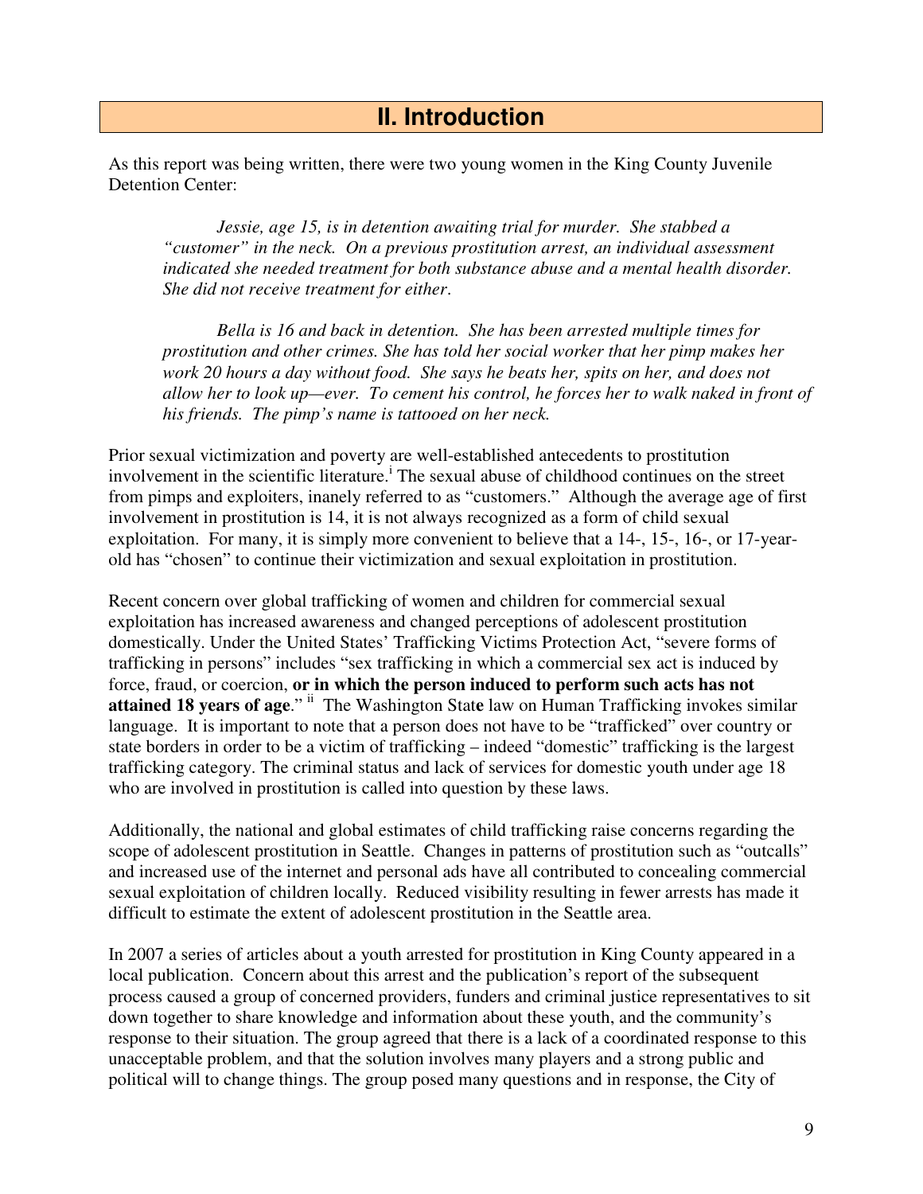## II. Introduction

As this report was being written, there were two young women in the King County Juvenile Detention Center:

> *Jessie, age 15, is in detention awaiting trial for murder. She stabbed a "customer" in the neck. On a previous prostitution arrest, an individual assessment indicated she needed treatment for both substance abuse and a mental health disorder. She did not receive treatment for either.*
>
> *Bella is 16 and back in detention. She has been arrested multiple times for prostitution and other crimes. She has told her social worker that her pimp makes her work 20 hours a day without food. She says he beats her, spits on her, and does not allow her to look up—ever. To cement his control, he forces her to walk naked in front of his friends. The pimp's name is tattooed on her neck.*

Prior sexual victimization and poverty are well-established antecedents to prostitution involvement in the scientific literature.[i] The sexual abuse of childhood continues on the street from pimps and exploiters, inanely referred to as "customers." Although the average age of first involvement in prostitution is 14, it is not always recognized as a form of child sexual exploitation. For many, it is simply more convenient to believe that a 14-, 15-, 16-, or 17-year-old has "chosen" to continue their victimization and sexual exploitation in prostitution.

Recent concern over global trafficking of women and children for commercial sexual exploitation has increased awareness and changed perceptions of adolescent prostitution domestically. Under the United States' Trafficking Victims Protection Act, "severe forms of trafficking in persons" includes "sex trafficking in which a commercial sex act is induced by force, fraud, or coercion, **or in which the person induced to perform such acts has not attained 18 years of age**."[ii] The Washington State law on Human Trafficking invokes similar language. It is important to note that a person does not have to be "trafficked" over country or state borders in order to be a victim of trafficking – indeed "domestic" trafficking is the largest trafficking category. The criminal status and lack of services for domestic youth under age 18 who are involved in prostitution is called into question by these laws.

Additionally, the national and global estimates of child trafficking raise concerns regarding the scope of adolescent prostitution in Seattle. Changes in patterns of prostitution such as "outcalls" and increased use of the internet and personal ads have all contributed to concealing commercial sexual exploitation of children locally. Reduced visibility resulting in fewer arrests has made it difficult to estimate the extent of adolescent prostitution in the Seattle area.

In 2007 a series of articles about a youth arrested for prostitution in King County appeared in a local publication. Concern about this arrest and the publication's report of the subsequent process caused a group of concerned providers, funders and criminal justice representatives to sit down together to share knowledge and information about these youth, and the community's response to their situation. The group agreed that there is a lack of a coordinated response to this unacceptable problem, and that the solution involves many players and a strong public and political will to change things. The group posed many questions and in response, the City of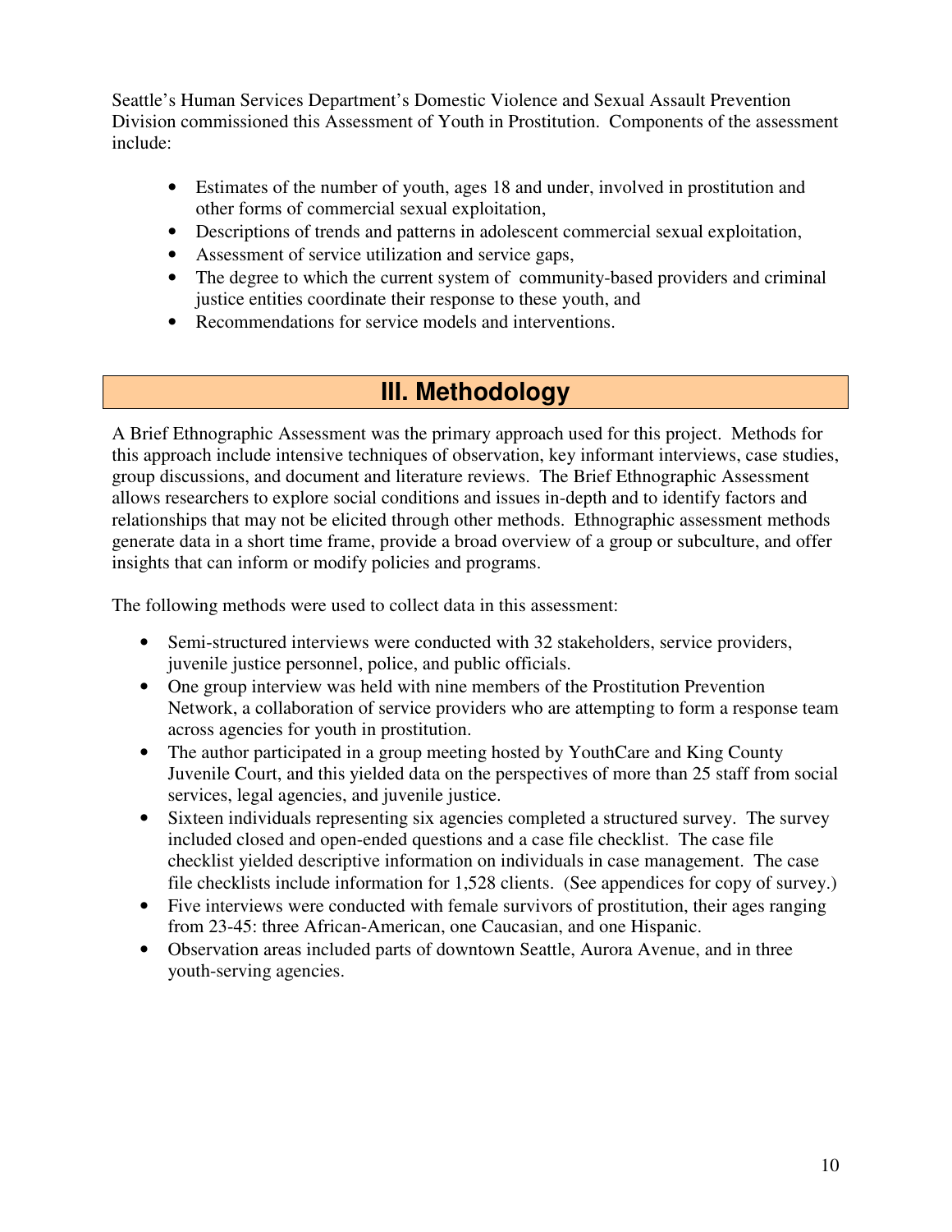Seattle's Human Services Department's Domestic Violence and Sexual Assault Prevention Division commissioned this Assessment of Youth in Prostitution. Components of the assessment include:

- Estimates of the number of youth, ages 18 and under, involved in prostitution and other forms of commercial sexual exploitation,
- Descriptions of trends and patterns in adolescent commercial sexual exploitation,
- Assessment of service utilization and service gaps,
- The degree to which the current system of community-based providers and criminal justice entities coordinate their response to these youth, and
- Recommendations for service models and interventions.

# III. Methodology

A Brief Ethnographic Assessment was the primary approach used for this project. Methods for this approach include intensive techniques of observation, key informant interviews, case studies, group discussions, and document and literature reviews. The Brief Ethnographic Assessment allows researchers to explore social conditions and issues in-depth and to identify factors and relationships that may not be elicited through other methods. Ethnographic assessment methods generate data in a short time frame, provide a broad overview of a group or subculture, and offer insights that can inform or modify policies and programs.

The following methods were used to collect data in this assessment:

- Semi-structured interviews were conducted with 32 stakeholders, service providers, juvenile justice personnel, police, and public officials.
- One group interview was held with nine members of the Prostitution Prevention Network, a collaboration of service providers who are attempting to form a response team across agencies for youth in prostitution.
- The author participated in a group meeting hosted by YouthCare and King County Juvenile Court, and this yielded data on the perspectives of more than 25 staff from social services, legal agencies, and juvenile justice.
- Sixteen individuals representing six agencies completed a structured survey. The survey included closed and open-ended questions and a case file checklist. The case file checklist yielded descriptive information on individuals in case management. The case file checklists include information for 1,528 clients. (See appendices for copy of survey.)
- Five interviews were conducted with female survivors of prostitution, their ages ranging from 23-45: three African-American, one Caucasian, and one Hispanic.
- Observation areas included parts of downtown Seattle, Aurora Avenue, and in three youth-serving agencies.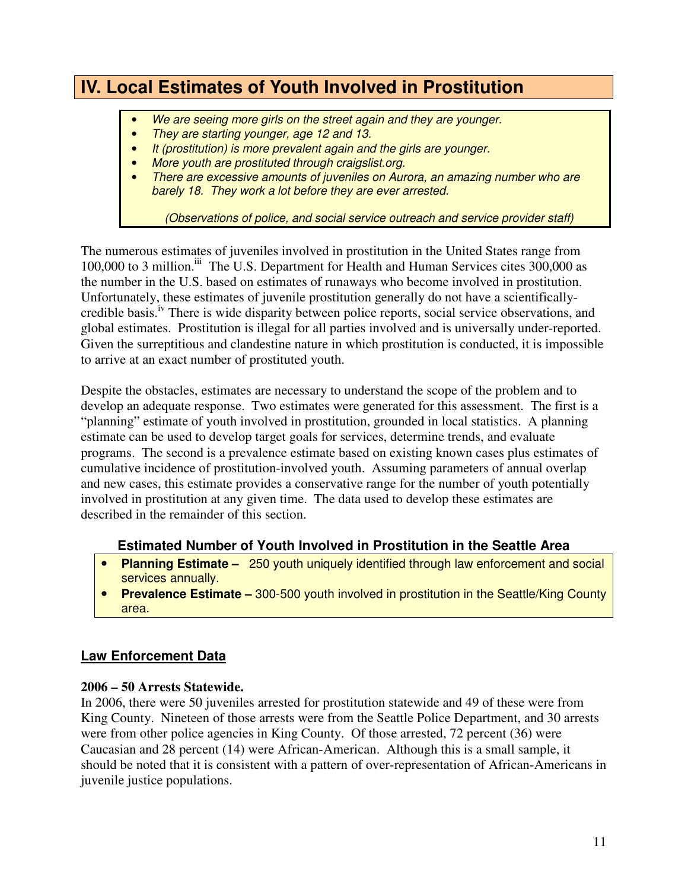# IV. Local Estimates of Youth Involved in Prostitution

- *We are seeing more girls on the street again and they are younger.*
- *They are starting younger, age 12 and 13.*
- *It (prostitution) is more prevalent again and the girls are younger.*
- *More youth are prostituted through craigslist.org.*
- *There are excessive amounts of juveniles on Aurora, an amazing number who are barely 18. They work a lot before they are ever arrested.*

*(Observations of police, and social service outreach and service provider staff)*

The numerous estimates of juveniles involved in prostitution in the United States range from 100,000 to 3 million.[iii] The U.S. Department for Health and Human Services cites 300,000 as the number in the U.S. based on estimates of runaways who become involved in prostitution. Unfortunately, these estimates of juvenile prostitution generally do not have a scientifically-credible basis.[iv] There is wide disparity between police reports, social service observations, and global estimates. Prostitution is illegal for all parties involved and is universally under-reported. Given the surreptitious and clandestine nature in which prostitution is conducted, it is impossible to arrive at an exact number of prostituted youth.

Despite the obstacles, estimates are necessary to understand the scope of the problem and to develop an adequate response. Two estimates were generated for this assessment. The first is a "planning" estimate of youth involved in prostitution, grounded in local statistics. A planning estimate can be used to develop target goals for services, determine trends, and evaluate programs. The second is a prevalence estimate based on existing known cases plus estimates of cumulative incidence of prostitution-involved youth. Assuming parameters of annual overlap and new cases, this estimate provides a conservative range for the number of youth potentially involved in prostitution at any given time. The data used to develop these estimates are described in the remainder of this section.

### Estimated Number of Youth Involved in Prostitution in the Seattle Area

- **Planning Estimate –** 250 youth uniquely identified through law enforcement and social services annually.
- **Prevalence Estimate –** 300-500 youth involved in prostitution in the Seattle/King County area.

## Law Enforcement Data

**2006 – 50 Arrests Statewide.**

In 2006, there were 50 juveniles arrested for prostitution statewide and 49 of these were from King County. Nineteen of those arrests were from the Seattle Police Department, and 30 arrests were from other police agencies in King County. Of those arrested, 72 percent (36) were Caucasian and 28 percent (14) were African-American. Although this is a small sample, it should be noted that it is consistent with a pattern of over-representation of African-Americans in juvenile justice populations.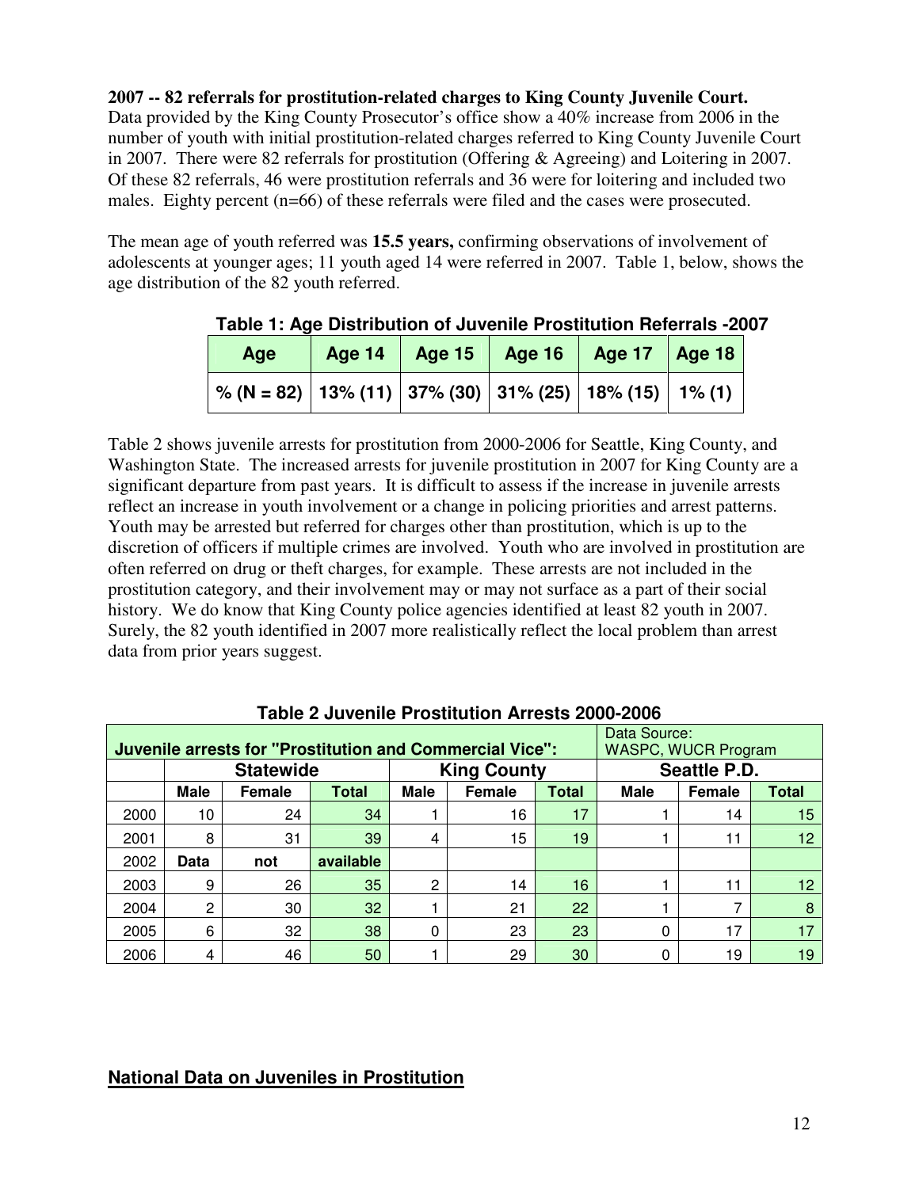**2007 -- 82 referrals for prostitution-related charges to King County Juvenile Court.**
Data provided by the King County Prosecutor's office show a 40% increase from 2006 in the number of youth with initial prostitution-related charges referred to King County Juvenile Court in 2007. There were 82 referrals for prostitution (Offering & Agreeing) and Loitering in 2007. Of these 82 referrals, 46 were prostitution referrals and 36 were for loitering and included two males. Eighty percent (n=66) of these referrals were filed and the cases were prosecuted.

The mean age of youth referred was **15.5 years,** confirming observations of involvement of adolescents at younger ages; 11 youth aged 14 were referred in 2007. Table 1, below, shows the age distribution of the 82 youth referred.

**Table 1: Age Distribution of Juvenile Prostitution Referrals -2007**

| Age | Age 14 | Age 15 | Age 16 | Age 17 | Age 18 |
|---|---|---|---|---|---|
| % (N = 82) | 13% (11) | 37% (30) | 31% (25) | 18% (15) | 1% (1) |

Table 2 shows juvenile arrests for prostitution from 2000-2006 for Seattle, King County, and Washington State. The increased arrests for juvenile prostitution in 2007 for King County are a significant departure from past years. It is difficult to assess if the increase in juvenile arrests reflect an increase in youth involvement or a change in policing priorities and arrest patterns. Youth may be arrested but referred for charges other than prostitution, which is up to the discretion of officers if multiple crimes are involved. Youth who are involved in prostitution are often referred on drug or theft charges, for example. These arrests are not included in the prostitution category, and their involvement may or may not surface as a part of their social history. We do know that King County police agencies identified at least 82 youth in 2007. Surely, the 82 youth identified in 2007 more realistically reflect the local problem than arrest data from prior years suggest.

**Table 2 Juvenile Prostitution Arrests 2000-2006**

| Juvenile arrests for "Prostitution and Commercial Vice": | | | | | | | Data Source: WASPC, WUCR Program | | |
|---|---|---|---|---|---|---|---|---|---|
| | Statewide | | | King County | | | Seattle P.D. | | |
| | Male | Female | Total | Male | Female | Total | Male | Female | Total |
| 2000 | 10 | 24 | 34 | 1 | 16 | 17 | 1 | 14 | 15 |
| 2001 | 8 | 31 | 39 | 4 | 15 | 19 | 1 | 11 | 12 |
| 2002 | Data | not | available | | | | | | |
| 2003 | 9 | 26 | 35 | 2 | 14 | 16 | 1 | 11 | 12 |
| 2004 | 2 | 30 | 32 | 1 | 21 | 22 | 1 | 7 | 8 |
| 2005 | 6 | 32 | 38 | 0 | 23 | 23 | 0 | 17 | 17 |
| 2006 | 4 | 46 | 50 | 1 | 29 | 30 | 0 | 19 | 19 |

## National Data on Juveniles in Prostitution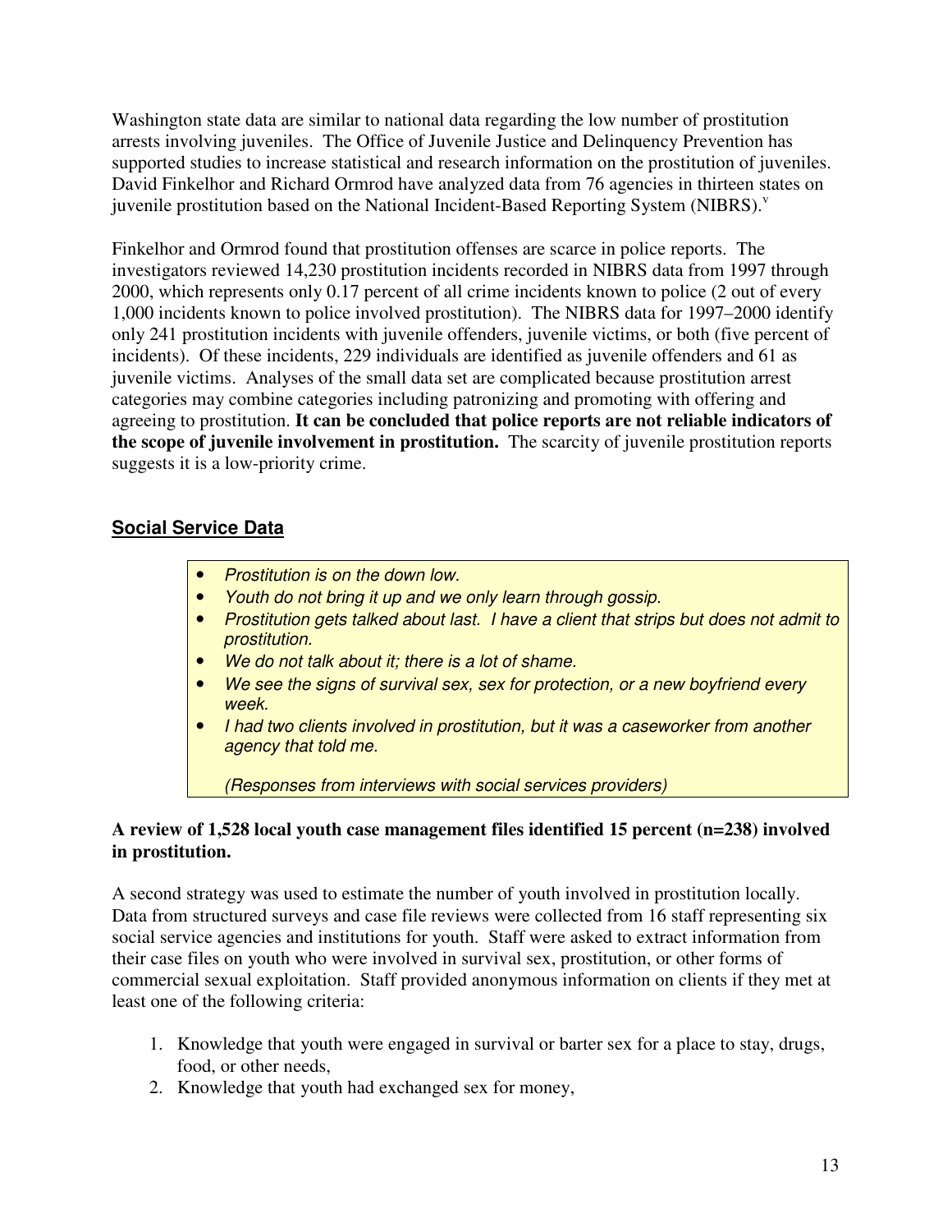Washington state data are similar to national data regarding the low number of prostitution arrests involving juveniles. The Office of Juvenile Justice and Delinquency Prevention has supported studies to increase statistical and research information on the prostitution of juveniles. David Finkelhor and Richard Ormrod have analyzed data from 76 agencies in thirteen states on juvenile prostitution based on the National Incident-Based Reporting System (NIBRS).[v]

Finkelhor and Ormrod found that prostitution offenses are scarce in police reports. The investigators reviewed 14,230 prostitution incidents recorded in NIBRS data from 1997 through 2000, which represents only 0.17 percent of all crime incidents known to police (2 out of every 1,000 incidents known to police involved prostitution). The NIBRS data for 1997–2000 identify only 241 prostitution incidents with juvenile offenders, juvenile victims, or both (five percent of incidents). Of these incidents, 229 individuals are identified as juvenile offenders and 61 as juvenile victims. Analyses of the small data set are complicated because prostitution arrest categories may combine categories including patronizing and promoting with offering and agreeing to prostitution. **It can be concluded that police reports are not reliable indicators of the scope of juvenile involvement in prostitution.** The scarcity of juvenile prostitution reports suggests it is a low-priority crime.

## Social Service Data

- *Prostitution is on the down low.*
- *Youth do not bring it up and we only learn through gossip.*
- *Prostitution gets talked about last. I have a client that strips but does not admit to prostitution.*
- *We do not talk about it; there is a lot of shame.*
- *We see the signs of survival sex, sex for protection, or a new boyfriend every week.*
- *I had two clients involved in prostitution, but it was a caseworker from another agency that told me.*

*(Responses from interviews with social services providers)*

**A review of 1,528 local youth case management files identified 15 percent (n=238) involved in prostitution.**

A second strategy was used to estimate the number of youth involved in prostitution locally. Data from structured surveys and case file reviews were collected from 16 staff representing six social service agencies and institutions for youth. Staff were asked to extract information from their case files on youth who were involved in survival sex, prostitution, or other forms of commercial sexual exploitation. Staff provided anonymous information on clients if they met at least one of the following criteria:

1. Knowledge that youth were engaged in survival or barter sex for a place to stay, drugs, food, or other needs,
2. Knowledge that youth had exchanged sex for money,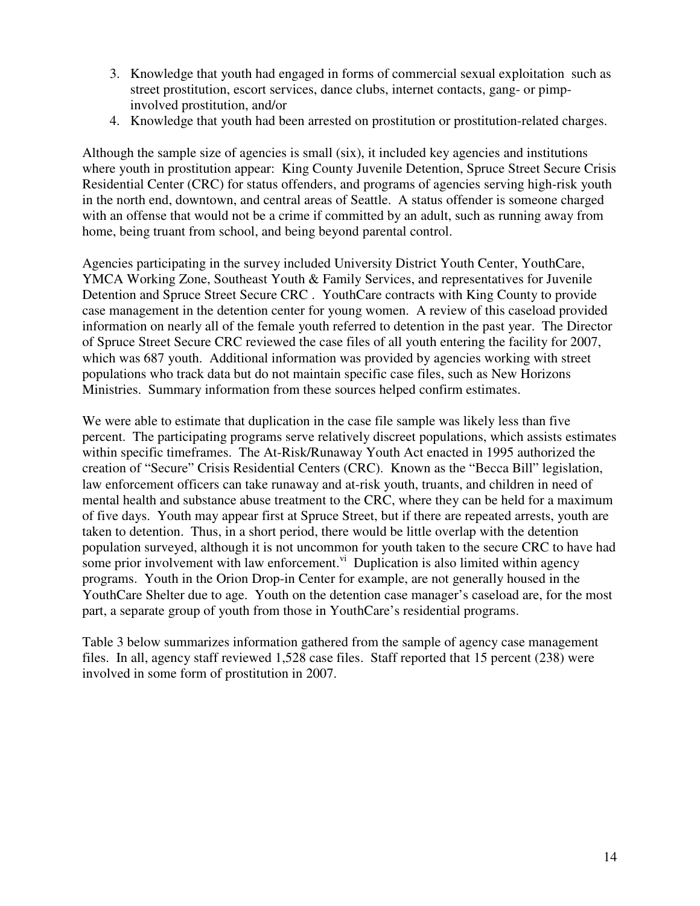3. Knowledge that youth had engaged in forms of commercial sexual exploitation such as street prostitution, escort services, dance clubs, internet contacts, gang- or pimp-involved prostitution, and/or
4. Knowledge that youth had been arrested on prostitution or prostitution-related charges.

Although the sample size of agencies is small (six), it included key agencies and institutions where youth in prostitution appear: King County Juvenile Detention, Spruce Street Secure Crisis Residential Center (CRC) for status offenders, and programs of agencies serving high-risk youth in the north end, downtown, and central areas of Seattle. A status offender is someone charged with an offense that would not be a crime if committed by an adult, such as running away from home, being truant from school, and being beyond parental control.

Agencies participating in the survey included University District Youth Center, YouthCare, YMCA Working Zone, Southeast Youth & Family Services, and representatives for Juvenile Detention and Spruce Street Secure CRC . YouthCare contracts with King County to provide case management in the detention center for young women. A review of this caseload provided information on nearly all of the female youth referred to detention in the past year. The Director of Spruce Street Secure CRC reviewed the case files of all youth entering the facility for 2007, which was 687 youth. Additional information was provided by agencies working with street populations who track data but do not maintain specific case files, such as New Horizons Ministries. Summary information from these sources helped confirm estimates.

We were able to estimate that duplication in the case file sample was likely less than five percent. The participating programs serve relatively discreet populations, which assists estimates within specific timeframes. The At-Risk/Runaway Youth Act enacted in 1995 authorized the creation of "Secure" Crisis Residential Centers (CRC). Known as the "Becca Bill" legislation, law enforcement officers can take runaway and at-risk youth, truants, and children in need of mental health and substance abuse treatment to the CRC, where they can be held for a maximum of five days. Youth may appear first at Spruce Street, but if there are repeated arrests, youth are taken to detention. Thus, in a short period, there would be little overlap with the detention population surveyed, although it is not uncommon for youth taken to the secure CRC to have had some prior involvement with law enforcement.[vi] Duplication is also limited within agency programs. Youth in the Orion Drop-in Center for example, are not generally housed in the YouthCare Shelter due to age. Youth on the detention case manager's caseload are, for the most part, a separate group of youth from those in YouthCare's residential programs.

Table 3 below summarizes information gathered from the sample of agency case management files. In all, agency staff reviewed 1,528 case files. Staff reported that 15 percent (238) were involved in some form of prostitution in 2007.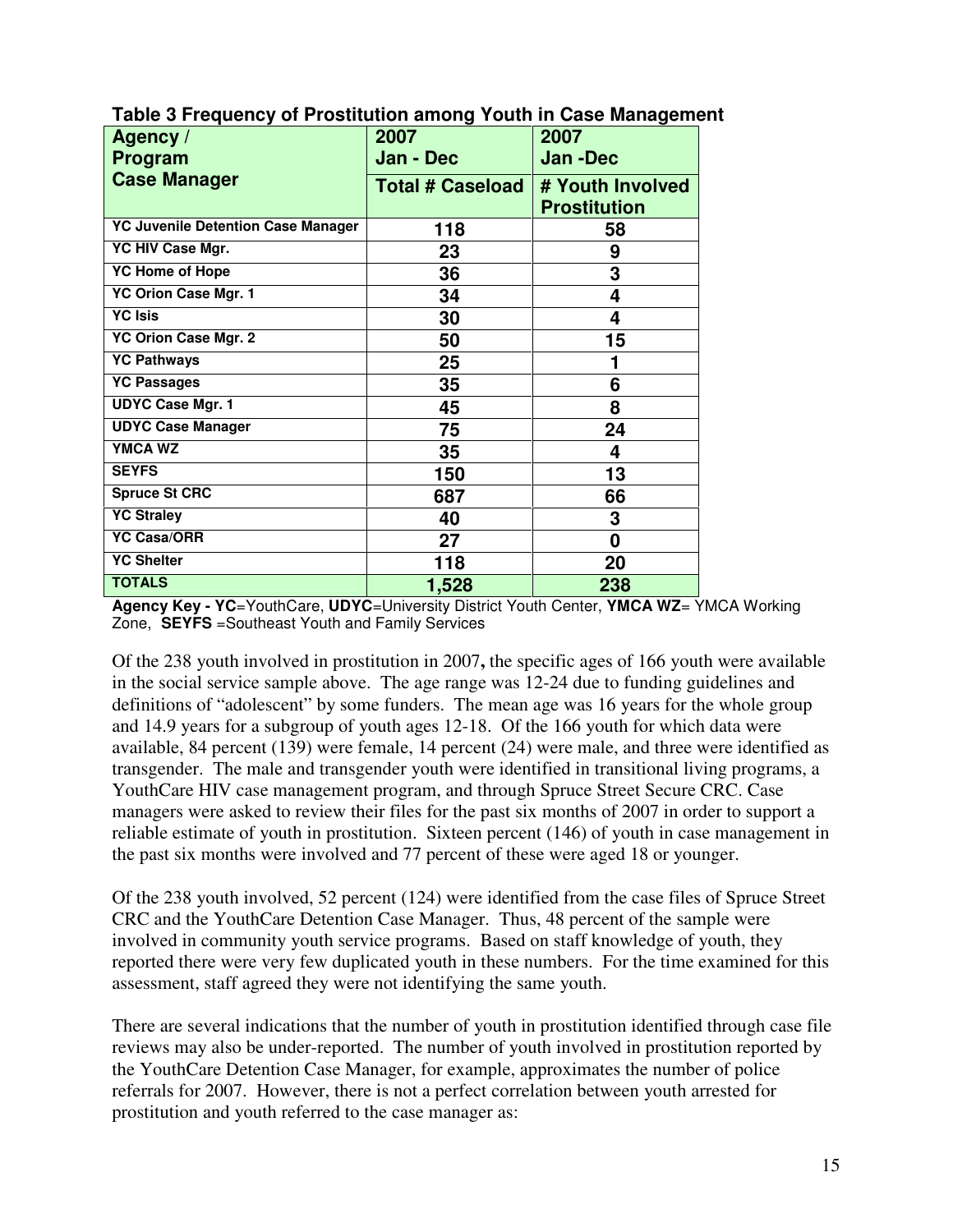**Table 3 Frequency of Prostitution among Youth in Case Management**

| Agency / Program Case Manager | 2007 Jan - Dec Total # Caseload | 2007 Jan -Dec # Youth Involved Prostitution |
|---|---|---|
| YC Juvenile Detention Case Manager | 118 | 58 |
| YC HIV Case Mgr. | 23 | 9 |
| YC Home of Hope | 36 | 3 |
| YC Orion Case Mgr. 1 | 34 | 4 |
| YC Isis | 30 | 4 |
| YC Orion Case Mgr. 2 | 50 | 15 |
| YC Pathways | 25 | 1 |
| YC Passages | 35 | 6 |
| UDYC Case Mgr. 1 | 45 | 8 |
| UDYC Case Manager | 75 | 24 |
| YMCA WZ | 35 | 4 |
| SEYFS | 150 | 13 |
| Spruce St CRC | 687 | 66 |
| YC Straley | 40 | 3 |
| YC Casa/ORR | 27 | 0 |
| YC Shelter | 118 | 20 |
| **TOTALS** | **1,528** | **238** |

**Agency Key - YC**=YouthCare, **UDYC**=University District Youth Center, **YMCA WZ**= YMCA Working Zone, **SEYFS** =Southeast Youth and Family Services

Of the 238 youth involved in prostitution in 2007**,** the specific ages of 166 youth were available in the social service sample above. The age range was 12-24 due to funding guidelines and definitions of "adolescent" by some funders. The mean age was 16 years for the whole group and 14.9 years for a subgroup of youth ages 12-18. Of the 166 youth for which data were available, 84 percent (139) were female, 14 percent (24) were male, and three were identified as transgender. The male and transgender youth were identified in transitional living programs, a YouthCare HIV case management program, and through Spruce Street Secure CRC. Case managers were asked to review their files for the past six months of 2007 in order to support a reliable estimate of youth in prostitution. Sixteen percent (146) of youth in case management in the past six months were involved and 77 percent of these were aged 18 or younger.

Of the 238 youth involved, 52 percent (124) were identified from the case files of Spruce Street CRC and the YouthCare Detention Case Manager. Thus, 48 percent of the sample were involved in community youth service programs. Based on staff knowledge of youth, they reported there were very few duplicated youth in these numbers. For the time examined for this assessment, staff agreed they were not identifying the same youth.

There are several indications that the number of youth in prostitution identified through case file reviews may also be under-reported. The number of youth involved in prostitution reported by the YouthCare Detention Case Manager, for example, approximates the number of police referrals for 2007. However, there is not a perfect correlation between youth arrested for prostitution and youth referred to the case manager as: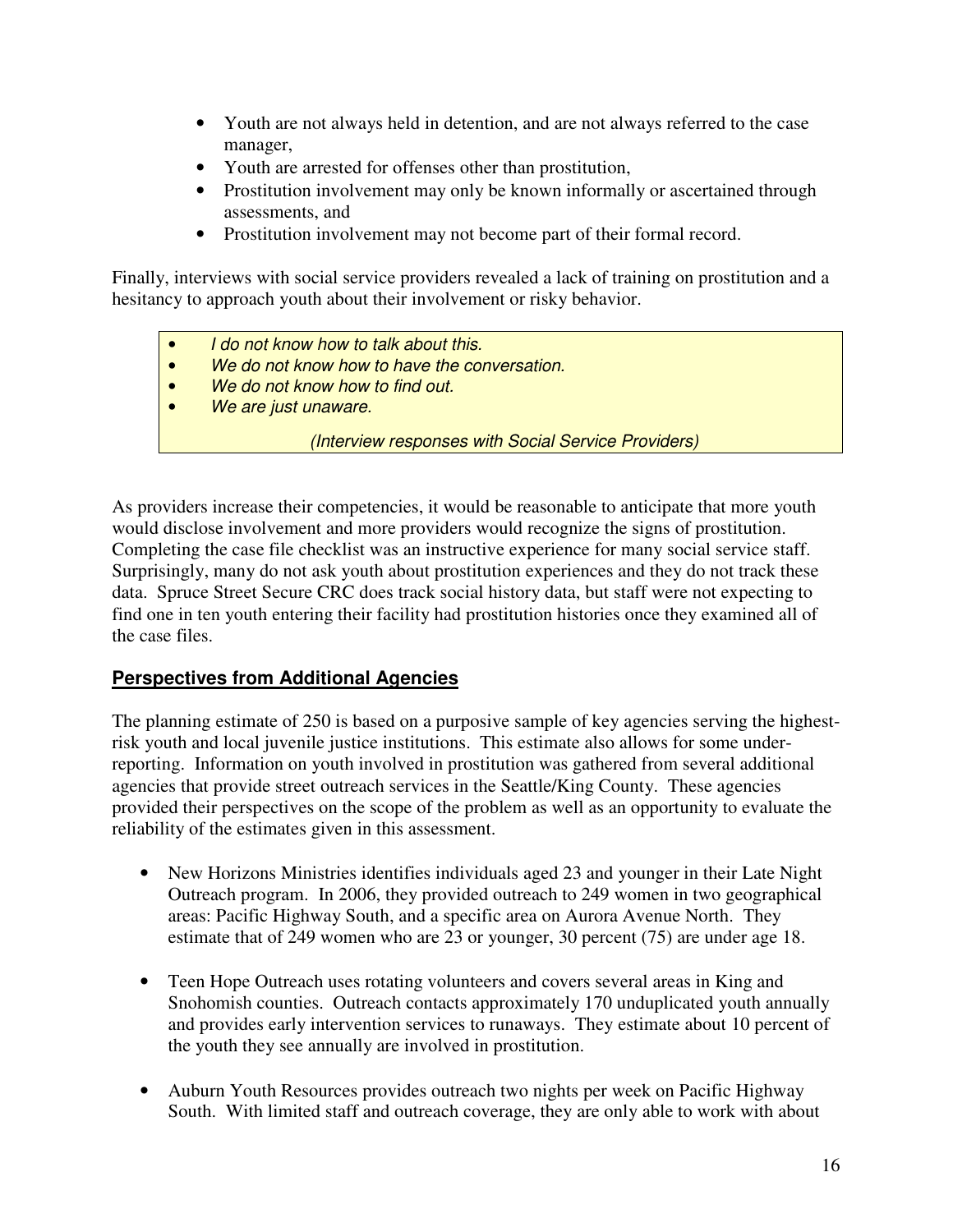- Youth are not always held in detention, and are not always referred to the case manager,
- Youth are arrested for offenses other than prostitution,
- Prostitution involvement may only be known informally or ascertained through assessments, and
- Prostitution involvement may not become part of their formal record.

Finally, interviews with social service providers revealed a lack of training on prostitution and a hesitancy to approach youth about their involvement or risky behavior.

> - *I do not know how to talk about this.*
> - *We do not know how to have the conversation.*
> - *We do not know how to find out.*
> - *We are just unaware.*
>
> *(Interview responses with Social Service Providers)*

As providers increase their competencies, it would be reasonable to anticipate that more youth would disclose involvement and more providers would recognize the signs of prostitution. Completing the case file checklist was an instructive experience for many social service staff. Surprisingly, many do not ask youth about prostitution experiences and they do not track these data. Spruce Street Secure CRC does track social history data, but staff were not expecting to find one in ten youth entering their facility had prostitution histories once they examined all of the case files.

## **Perspectives from Additional Agencies**

The planning estimate of 250 is based on a purposive sample of key agencies serving the highest-risk youth and local juvenile justice institutions. This estimate also allows for some under-reporting. Information on youth involved in prostitution was gathered from several additional agencies that provide street outreach services in the Seattle/King County. These agencies provided their perspectives on the scope of the problem as well as an opportunity to evaluate the reliability of the estimates given in this assessment.

- New Horizons Ministries identifies individuals aged 23 and younger in their Late Night Outreach program. In 2006, they provided outreach to 249 women in two geographical areas: Pacific Highway South, and a specific area on Aurora Avenue North. They estimate that of 249 women who are 23 or younger, 30 percent (75) are under age 18.

- Teen Hope Outreach uses rotating volunteers and covers several areas in King and Snohomish counties. Outreach contacts approximately 170 unduplicated youth annually and provides early intervention services to runaways. They estimate about 10 percent of the youth they see annually are involved in prostitution.

- Auburn Youth Resources provides outreach two nights per week on Pacific Highway South. With limited staff and outreach coverage, they are only able to work with about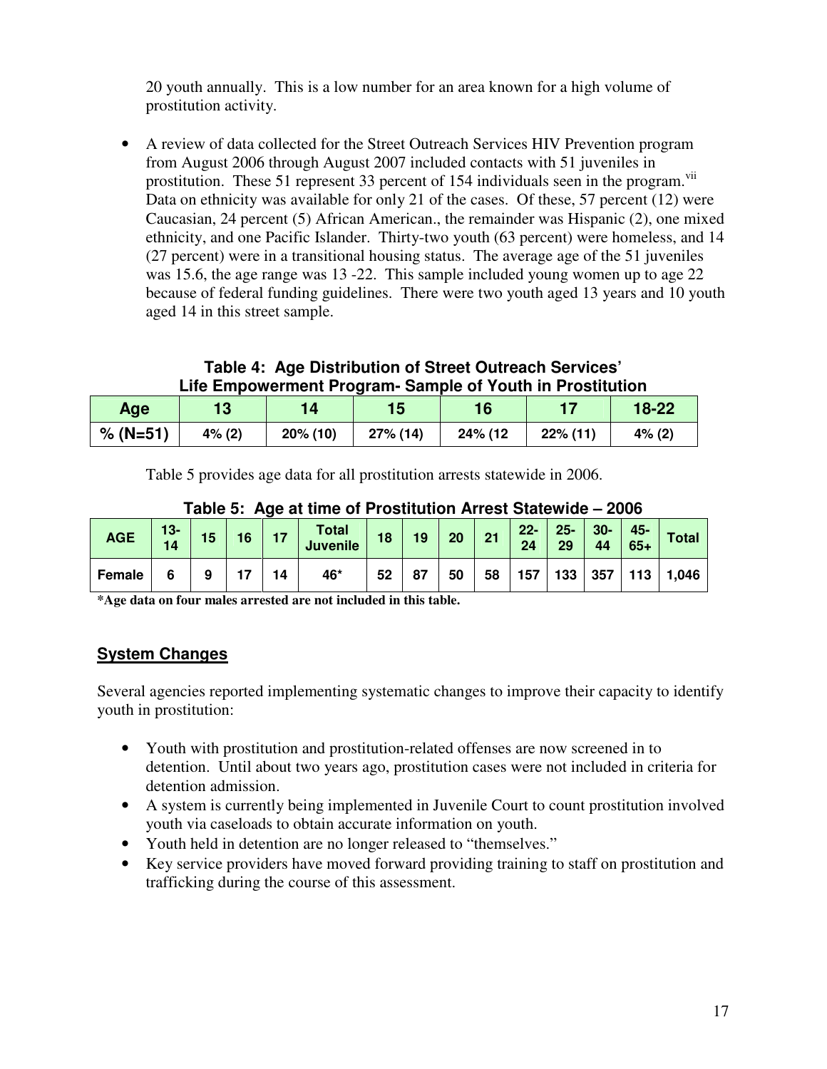20 youth annually. This is a low number for an area known for a high volume of prostitution activity.

- A review of data collected for the Street Outreach Services HIV Prevention program from August 2006 through August 2007 included contacts with 51 juveniles in prostitution. These 51 represent 33 percent of 154 individuals seen in the program.[vii] Data on ethnicity was available for only 21 of the cases. Of these, 57 percent (12) were Caucasian, 24 percent (5) African American., the remainder was Hispanic (2), one mixed ethnicity, and one Pacific Islander. Thirty-two youth (63 percent) were homeless, and 14 (27 percent) were in a transitional housing status. The average age of the 51 juveniles was 15.6, the age range was 13 -22. This sample included young women up to age 22 because of federal funding guidelines. There were two youth aged 13 years and 10 youth aged 14 in this street sample.

**Table 4: Age Distribution of Street Outreach Services' Life Empowerment Program- Sample of Youth in Prostitution**

| Age | 13 | 14 | 15 | 16 | 17 | 18-22 |
|---|---|---|---|---|---|---|
| % (N=51) | 4% (2) | 20% (10) | 27% (14) | 24% (12 | 22% (11) | 4% (2) |

Table 5 provides age data for all prostitution arrests statewide in 2006.

**Table 5: Age at time of Prostitution Arrest Statewide – 2006**

| AGE | 13-14 | 15 | 16 | 17 | Total Juvenile | 18 | 19 | 20 | 21 | 22-24 | 25-29 | 30-44 | 45-65+ | Total |
|---|---|---|---|---|---|---|---|---|---|---|---|---|---|---|
| Female | 6 | 9 | 17 | 14 | 46* | 52 | 87 | 50 | 58 | 157 | 133 | 357 | 113 | 1,046 |

**\*Age data on four males arrested are not included in this table.**

## System Changes

Several agencies reported implementing systematic changes to improve their capacity to identify youth in prostitution:

- Youth with prostitution and prostitution-related offenses are now screened in to detention. Until about two years ago, prostitution cases were not included in criteria for detention admission.
- A system is currently being implemented in Juvenile Court to count prostitution involved youth via caseloads to obtain accurate information on youth.
- Youth held in detention are no longer released to "themselves."
- Key service providers have moved forward providing training to staff on prostitution and trafficking during the course of this assessment.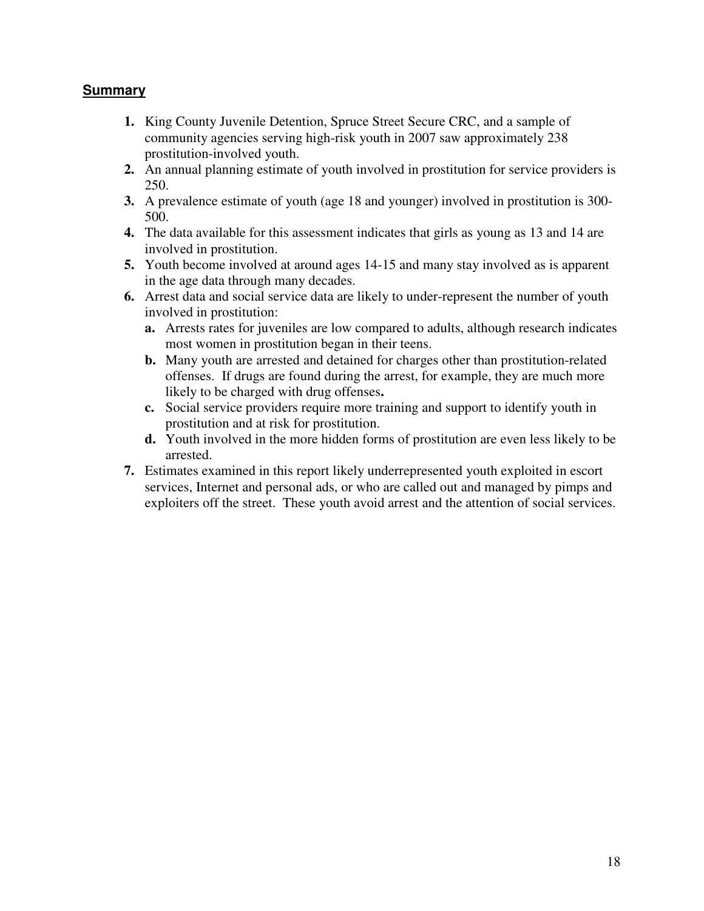## Summary

1. King County Juvenile Detention, Spruce Street Secure CRC, and a sample of community agencies serving high-risk youth in 2007 saw approximately 238 prostitution-involved youth.
2. An annual planning estimate of youth involved in prostitution for service providers is 250.
3. A prevalence estimate of youth (age 18 and younger) involved in prostitution is 300-500.
4. The data available for this assessment indicates that girls as young as 13 and 14 are involved in prostitution.
5. Youth become involved at around ages 14-15 and many stay involved as is apparent in the age data through many decades.
6. Arrest data and social service data are likely to under-represent the number of youth involved in prostitution:
   a. Arrests rates for juveniles are low compared to adults, although research indicates most women in prostitution began in their teens.
   b. Many youth are arrested and detained for charges other than prostitution-related offenses. If drugs are found during the arrest, for example, they are much more likely to be charged with drug offenses**.**
   c. Social service providers require more training and support to identify youth in prostitution and at risk for prostitution.
   d. Youth involved in the more hidden forms of prostitution are even less likely to be arrested.
7. Estimates examined in this report likely underrepresented youth exploited in escort services, Internet and personal ads, or who are called out and managed by pimps and exploiters off the street. These youth avoid arrest and the attention of social services.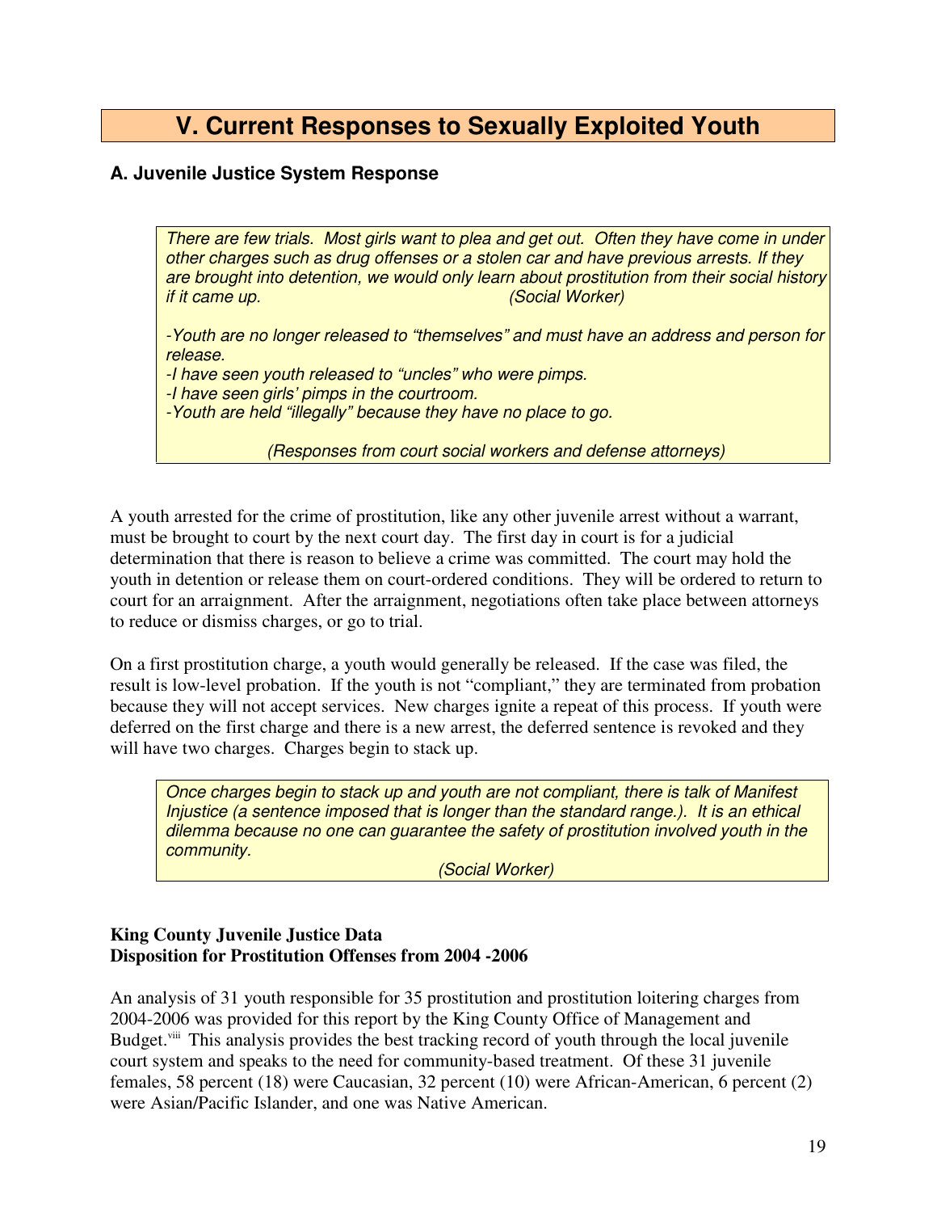# V. Current Responses to Sexually Exploited Youth

### A. Juvenile Justice System Response

> *There are few trials. Most girls want to plea and get out. Often they have come in under other charges such as drug offenses or a stolen car and have previous arrests. If they are brought into detention, we would only learn about prostitution from their social history if it came up.* *(Social Worker)*
>
> *-Youth are no longer released to "themselves" and must have an address and person for release.*
> *-I have seen youth released to "uncles" who were pimps.*
> *-I have seen girls' pimps in the courtroom.*
> *-Youth are held "illegally" because they have no place to go.*
>
> *(Responses from court social workers and defense attorneys)*

A youth arrested for the crime of prostitution, like any other juvenile arrest without a warrant, must be brought to court by the next court day. The first day in court is for a judicial determination that there is reason to believe a crime was committed. The court may hold the youth in detention or release them on court-ordered conditions. They will be ordered to return to court for an arraignment. After the arraignment, negotiations often take place between attorneys to reduce or dismiss charges, or go to trial.

On a first prostitution charge, a youth would generally be released. If the case was filed, the result is low-level probation. If the youth is not "compliant," they are terminated from probation because they will not accept services. New charges ignite a repeat of this process. If youth were deferred on the first charge and there is a new arrest, the deferred sentence is revoked and they will have two charges. Charges begin to stack up.

> *Once charges begin to stack up and youth are not compliant, there is talk of Manifest Injustice (a sentence imposed that is longer than the standard range.). It is an ethical dilemma because no one can guarantee the safety of prostitution involved youth in the community.*
>
> *(Social Worker)*

**King County Juvenile Justice Data**
**Disposition for Prostitution Offenses from 2004 -2006**

An analysis of 31 youth responsible for 35 prostitution and prostitution loitering charges from 2004-2006 was provided for this report by the King County Office of Management and Budget.[viii] This analysis provides the best tracking record of youth through the local juvenile court system and speaks to the need for community-based treatment. Of these 31 juvenile females, 58 percent (18) were Caucasian, 32 percent (10) were African-American, 6 percent (2) were Asian/Pacific Islander, and one was Native American.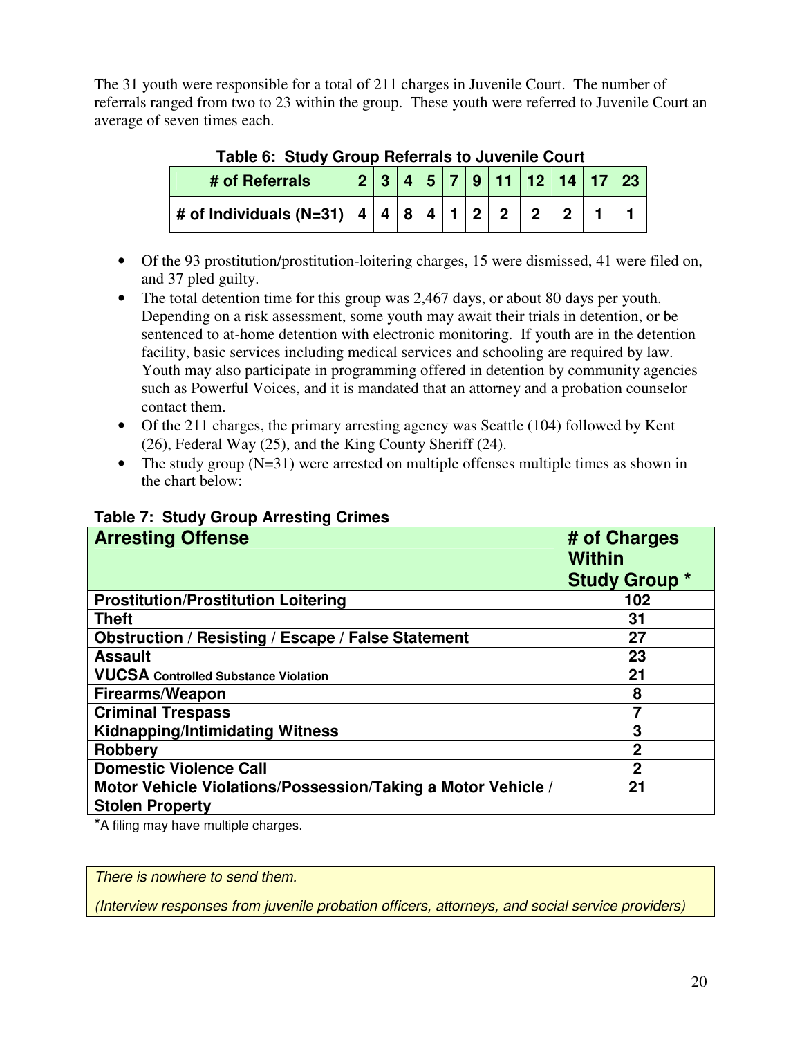The 31 youth were responsible for a total of 211 charges in Juvenile Court. The number of referrals ranged from two to 23 within the group. These youth were referred to Juvenile Court an average of seven times each.

**Table 6: Study Group Referrals to Juvenile Court**

| # of Referrals | 2 | 3 | 4 | 5 | 7 | 9 | 11 | 12 | 14 | 17 | 23 |
|---|---|---|---|---|---|---|---|---|---|---|---|
| # of Individuals (N=31) | 4 | 4 | 8 | 4 | 1 | 2 | 2 | 2 | 2 | 1 | 1 |

- Of the 93 prostitution/prostitution-loitering charges, 15 were dismissed, 41 were filed on, and 37 pled guilty.
- The total detention time for this group was 2,467 days, or about 80 days per youth. Depending on a risk assessment, some youth may await their trials in detention, or be sentenced to at-home detention with electronic monitoring. If youth are in the detention facility, basic services including medical services and schooling are required by law. Youth may also participate in programming offered in detention by community agencies such as Powerful Voices, and it is mandated that an attorney and a probation counselor contact them.
- Of the 211 charges, the primary arresting agency was Seattle (104) followed by Kent (26), Federal Way (25), and the King County Sheriff (24).
- The study group (N=31) were arrested on multiple offenses multiple times as shown in the chart below:

**Table 7: Study Group Arresting Crimes**

| Arresting Offense | # of Charges Within Study Group * |
|---|---|
| Prostitution/Prostitution Loitering | 102 |
| Theft | 31 |
| Obstruction / Resisting / Escape / False Statement | 27 |
| Assault | 23 |
| VUCSA Controlled Substance Violation | 21 |
| Firearms/Weapon | 8 |
| Criminal Trespass | 7 |
| Kidnapping/Intimidating Witness | 3 |
| Robbery | 2 |
| Domestic Violence Call | 2 |
| Motor Vehicle Violations/Possession/Taking a Motor Vehicle / Stolen Property | 21 |

*A filing may have multiple charges.

*There is nowhere to send them.*

*(Interview responses from juvenile probation officers, attorneys, and social service providers)*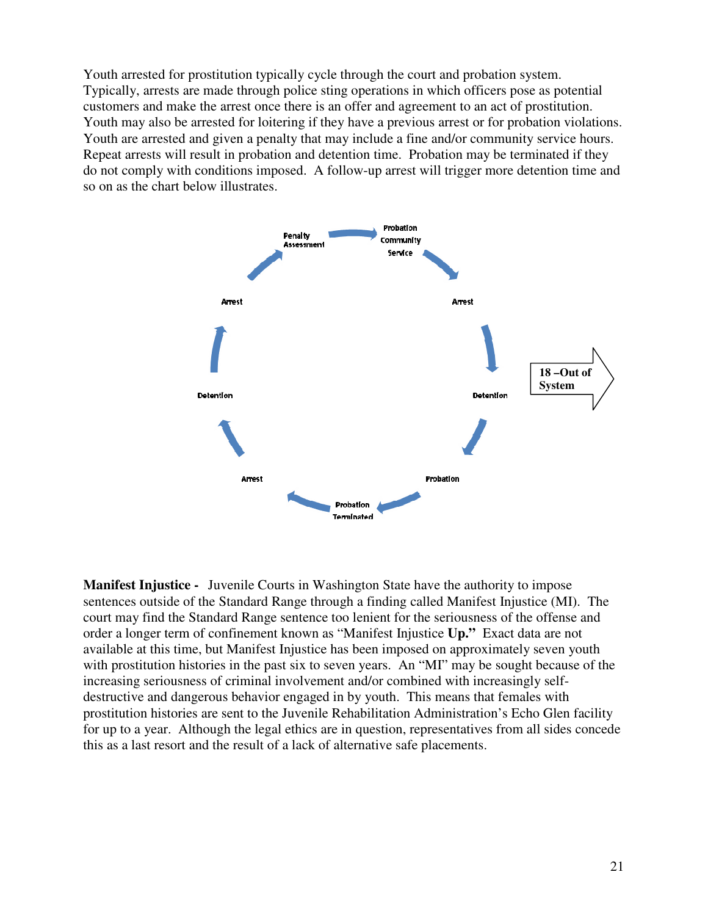Youth arrested for prostitution typically cycle through the court and probation system. Typically, arrests are made through police sting operations in which officers pose as potential customers and make the arrest once there is an offer and agreement to an act of prostitution. Youth may also be arrested for loitering if they have a previous arrest or for probation violations. Youth are arrested and given a penalty that may include a fine and/or community service hours. Repeat arrests will result in probation and detention time. Probation may be terminated if they do not comply with conditions imposed. A follow-up arrest will trigger more detention time and so on as the chart below illustrates.

Penalty Assessment

Probation Community Service

Arrest

Detention

18 –Out of System

Probation

Probation Terminated

Arrest

Detention

Arrest

**Manifest Injustice -** Juvenile Courts in Washington State have the authority to impose sentences outside of the Standard Range through a finding called Manifest Injustice (MI). The court may find the Standard Range sentence too lenient for the seriousness of the offense and order a longer term of confinement known as "Manifest Injustice **Up."** Exact data are not available at this time, but Manifest Injustice has been imposed on approximately seven youth with prostitution histories in the past six to seven years. An "MI" may be sought because of the increasing seriousness of criminal involvement and/or combined with increasingly self-destructive and dangerous behavior engaged in by youth. This means that females with prostitution histories are sent to the Juvenile Rehabilitation Administration's Echo Glen facility for up to a year. Although the legal ethics are in question, representatives from all sides concede this as a last resort and the result of a lack of alternative safe placements.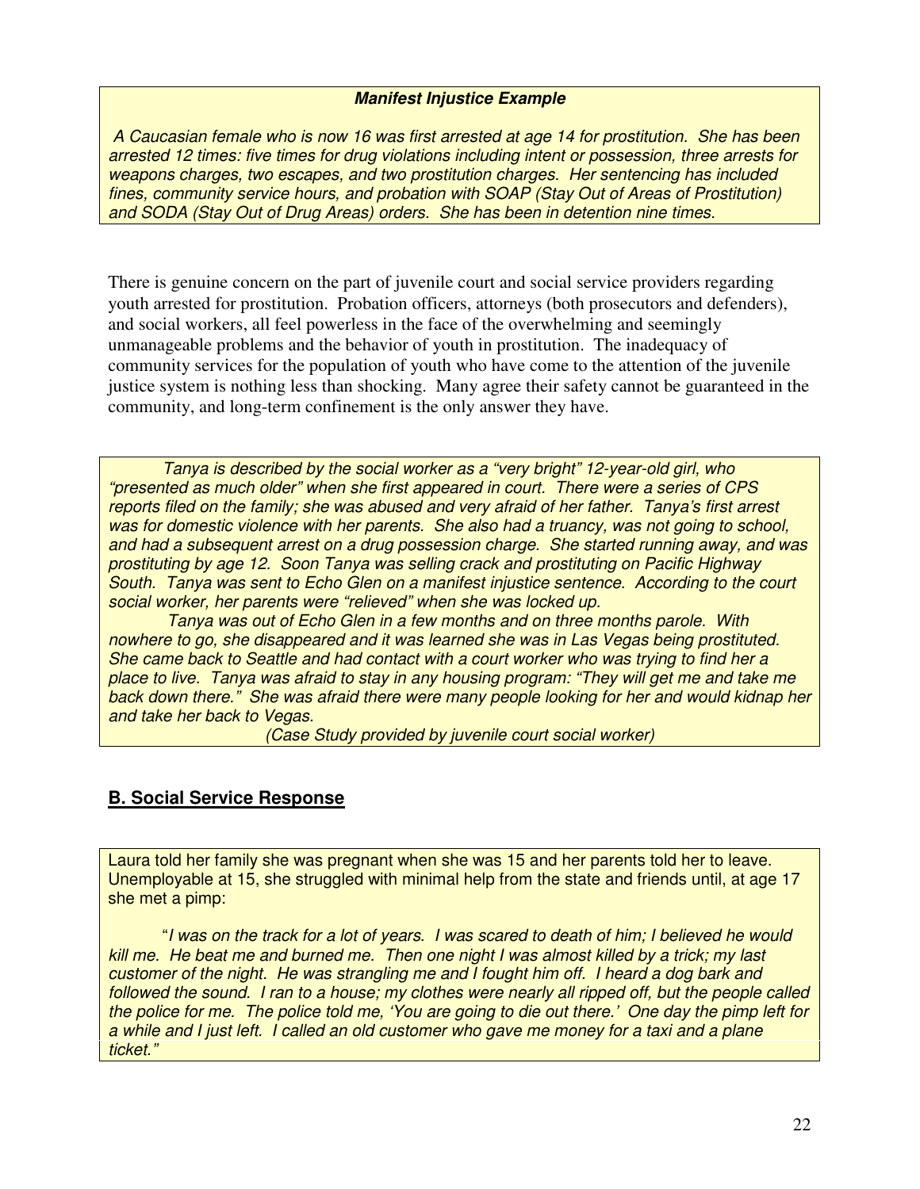***Manifest Injustice Example***

*A Caucasian female who is now 16 was first arrested at age 14 for prostitution. She has been arrested 12 times: five times for drug violations including intent or possession, three arrests for weapons charges, two escapes, and two prostitution charges. Her sentencing has included fines, community service hours, and probation with SOAP (Stay Out of Areas of Prostitution) and SODA (Stay Out of Drug Areas) orders. She has been in detention nine times.*

There is genuine concern on the part of juvenile court and social service providers regarding youth arrested for prostitution. Probation officers, attorneys (both prosecutors and defenders), and social workers, all feel powerless in the face of the overwhelming and seemingly unmanageable problems and the behavior of youth in prostitution. The inadequacy of community services for the population of youth who have come to the attention of the juvenile justice system is nothing less than shocking. Many agree their safety cannot be guaranteed in the community, and long-term confinement is the only answer they have.

*Tanya is described by the social worker as a "very bright" 12-year-old girl, who "presented as much older" when she first appeared in court. There were a series of CPS reports filed on the family; she was abused and very afraid of her father. Tanya's first arrest was for domestic violence with her parents. She also had a truancy, was not going to school, and had a subsequent arrest on a drug possession charge. She started running away, and was prostituting by age 12. Soon Tanya was selling crack and prostituting on Pacific Highway South. Tanya was sent to Echo Glen on a manifest injustice sentence. According to the court social worker, her parents were "relieved" when she was locked up.*

*Tanya was out of Echo Glen in a few months and on three months parole. With nowhere to go, she disappeared and it was learned she was in Las Vegas being prostituted. She came back to Seattle and had contact with a court worker who was trying to find her a place to live. Tanya was afraid to stay in any housing program: "They will get me and take me back down there." She was afraid there were many people looking for her and would kidnap her and take her back to Vegas.*

*(Case Study provided by juvenile court social worker)*

## B. Social Service Response

Laura told her family she was pregnant when she was 15 and her parents told her to leave. Unemployable at 15, she struggled with minimal help from the state and friends until, at age 17 she met a pimp:

"*I was on the track for a lot of years. I was scared to death of him; I believed he would kill me. He beat me and burned me. Then one night I was almost killed by a trick; my last customer of the night. He was strangling me and I fought him off. I heard a dog bark and followed the sound. I ran to a house; my clothes were nearly all ripped off, but the people called the police for me. The police told me, 'You are going to die out there.' One day the pimp left for a while and I just left. I called an old customer who gave me money for a taxi and a plane ticket.*"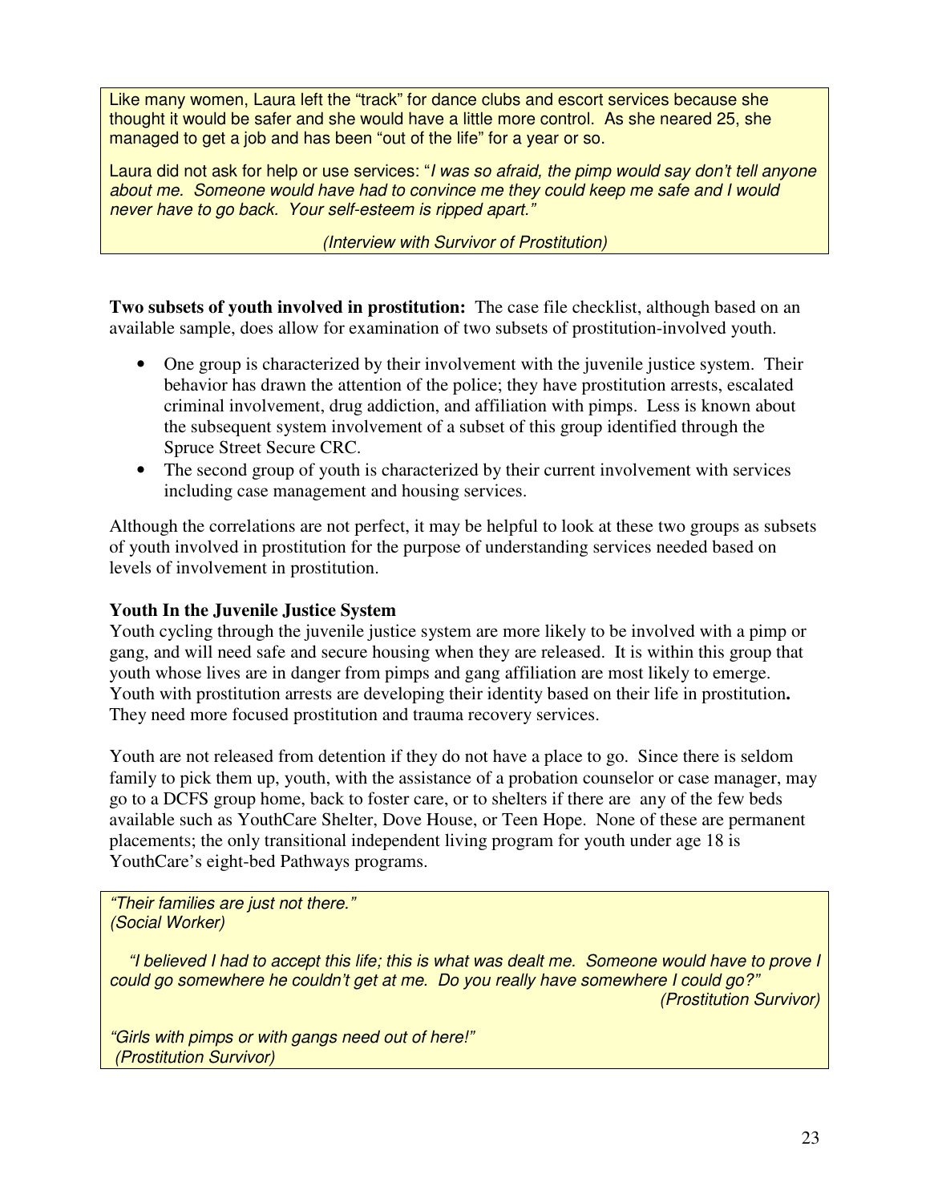Like many women, Laura left the "track" for dance clubs and escort services because she thought it would be safer and she would have a little more control. As she neared 25, she managed to get a job and has been "out of the life" for a year or so.

Laura did not ask for help or use services: "*I was so afraid, the pimp would say don't tell anyone about me. Someone would have had to convince me they could keep me safe and I would never have to go back. Your self-esteem is ripped apart.*"

*(Interview with Survivor of Prostitution)*

**Two subsets of youth involved in prostitution:** The case file checklist, although based on an available sample, does allow for examination of two subsets of prostitution-involved youth.

- One group is characterized by their involvement with the juvenile justice system. Their behavior has drawn the attention of the police; they have prostitution arrests, escalated criminal involvement, drug addiction, and affiliation with pimps. Less is known about the subsequent system involvement of a subset of this group identified through the Spruce Street Secure CRC.
- The second group of youth is characterized by their current involvement with services including case management and housing services.

Although the correlations are not perfect, it may be helpful to look at these two groups as subsets of youth involved in prostitution for the purpose of understanding services needed based on levels of involvement in prostitution.

### Youth In the Juvenile Justice System

Youth cycling through the juvenile justice system are more likely to be involved with a pimp or gang, and will need safe and secure housing when they are released. It is within this group that youth whose lives are in danger from pimps and gang affiliation are most likely to emerge. Youth with prostitution arrests are developing their identity based on their life in prostitution**.** They need more focused prostitution and trauma recovery services.

Youth are not released from detention if they do not have a place to go. Since there is seldom family to pick them up, youth, with the assistance of a probation counselor or case manager, may go to a DCFS group home, back to foster care, or to shelters if there are any of the few beds available such as YouthCare Shelter, Dove House, or Teen Hope. None of these are permanent placements; the only transitional independent living program for youth under age 18 is YouthCare's eight-bed Pathways programs.

*"Their families are just not there."*
*(Social Worker)*

*"I believed I had to accept this life; this is what was dealt me. Someone would have to prove I could go somewhere he couldn't get at me. Do you really have somewhere I could go?"*
*(Prostitution Survivor)*

*"Girls with pimps or with gangs need out of here!"*
*(Prostitution Survivor)*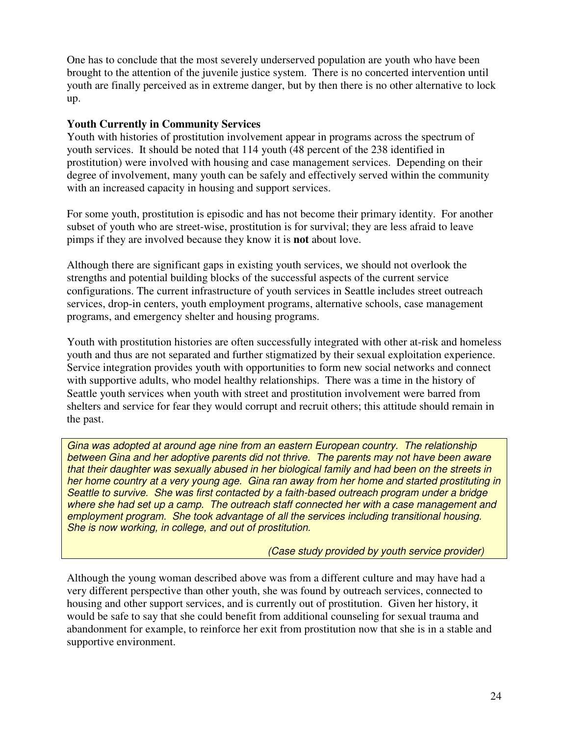One has to conclude that the most severely underserved population are youth who have been brought to the attention of the juvenile justice system. There is no concerted intervention until youth are finally perceived as in extreme danger, but by then there is no other alternative to lock up.

**Youth Currently in Community Services**

Youth with histories of prostitution involvement appear in programs across the spectrum of youth services. It should be noted that 114 youth (48 percent of the 238 identified in prostitution) were involved with housing and case management services. Depending on their degree of involvement, many youth can be safely and effectively served within the community with an increased capacity in housing and support services.

For some youth, prostitution is episodic and has not become their primary identity. For another subset of youth who are street-wise, prostitution is for survival; they are less afraid to leave pimps if they are involved because they know it is **not** about love.

Although there are significant gaps in existing youth services, we should not overlook the strengths and potential building blocks of the successful aspects of the current service configurations. The current infrastructure of youth services in Seattle includes street outreach services, drop-in centers, youth employment programs, alternative schools, case management programs, and emergency shelter and housing programs.

Youth with prostitution histories are often successfully integrated with other at-risk and homeless youth and thus are not separated and further stigmatized by their sexual exploitation experience. Service integration provides youth with opportunities to form new social networks and connect with supportive adults, who model healthy relationships. There was a time in the history of Seattle youth services when youth with street and prostitution involvement were barred from shelters and service for fear they would corrupt and recruit others; this attitude should remain in the past.

> *Gina was adopted at around age nine from an eastern European country. The relationship between Gina and her adoptive parents did not thrive. The parents may not have been aware that their daughter was sexually abused in her biological family and had been on the streets in her home country at a very young age. Gina ran away from her home and started prostituting in Seattle to survive. She was first contacted by a faith-based outreach program under a bridge where she had set up a camp. The outreach staff connected her with a case management and employment program. She took advantage of all the services including transitional housing. She is now working, in college, and out of prostitution.*
>
> *(Case study provided by youth service provider)*

Although the young woman described above was from a different culture and may have had a very different perspective than other youth, she was found by outreach services, connected to housing and other support services, and is currently out of prostitution. Given her history, it would be safe to say that she could benefit from additional counseling for sexual trauma and abandonment for example, to reinforce her exit from prostitution now that she is in a stable and supportive environment.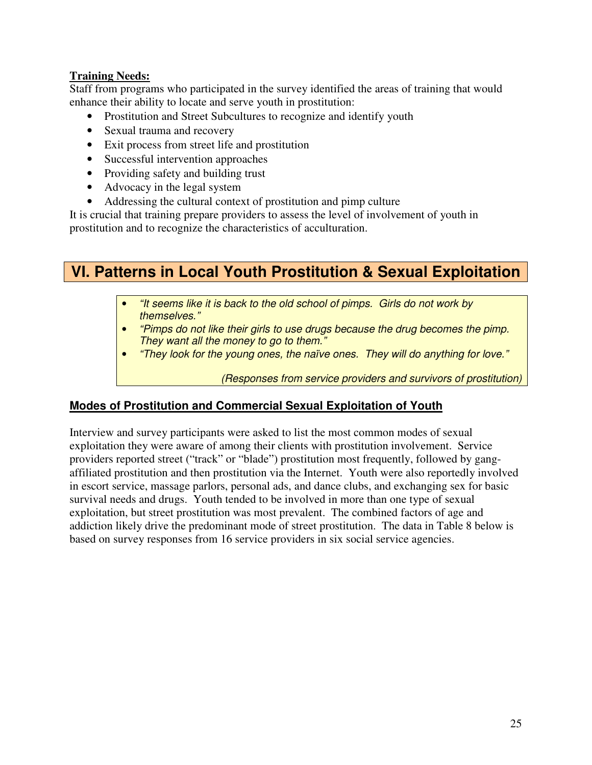**Training Needs:**

Staff from programs who participated in the survey identified the areas of training that would enhance their ability to locate and serve youth in prostitution:

- Prostitution and Street Subcultures to recognize and identify youth
- Sexual trauma and recovery
- Exit process from street life and prostitution
- Successful intervention approaches
- Providing safety and building trust
- Advocacy in the legal system
- Addressing the cultural context of prostitution and pimp culture

It is crucial that training prepare providers to assess the level of involvement of youth in prostitution and to recognize the characteristics of acculturation.

# VI. Patterns in Local Youth Prostitution & Sexual Exploitation

- *"It seems like it is back to the old school of pimps. Girls do not work by themselves."*
- *"Pimps do not like their girls to use drugs because the drug becomes the pimp. They want all the money to go to them."*
- *"They look for the young ones, the naïve ones. They will do anything for love."*

*(Responses from service providers and survivors of prostitution)*

## Modes of Prostitution and Commercial Sexual Exploitation of Youth

Interview and survey participants were asked to list the most common modes of sexual exploitation they were aware of among their clients with prostitution involvement. Service providers reported street ("track" or "blade") prostitution most frequently, followed by gang-affiliated prostitution and then prostitution via the Internet. Youth were also reportedly involved in escort service, massage parlors, personal ads, and dance clubs, and exchanging sex for basic survival needs and drugs. Youth tended to be involved in more than one type of sexual exploitation, but street prostitution was most prevalent. The combined factors of age and addiction likely drive the predominant mode of street prostitution. The data in Table 8 below is based on survey responses from 16 service providers in six social service agencies.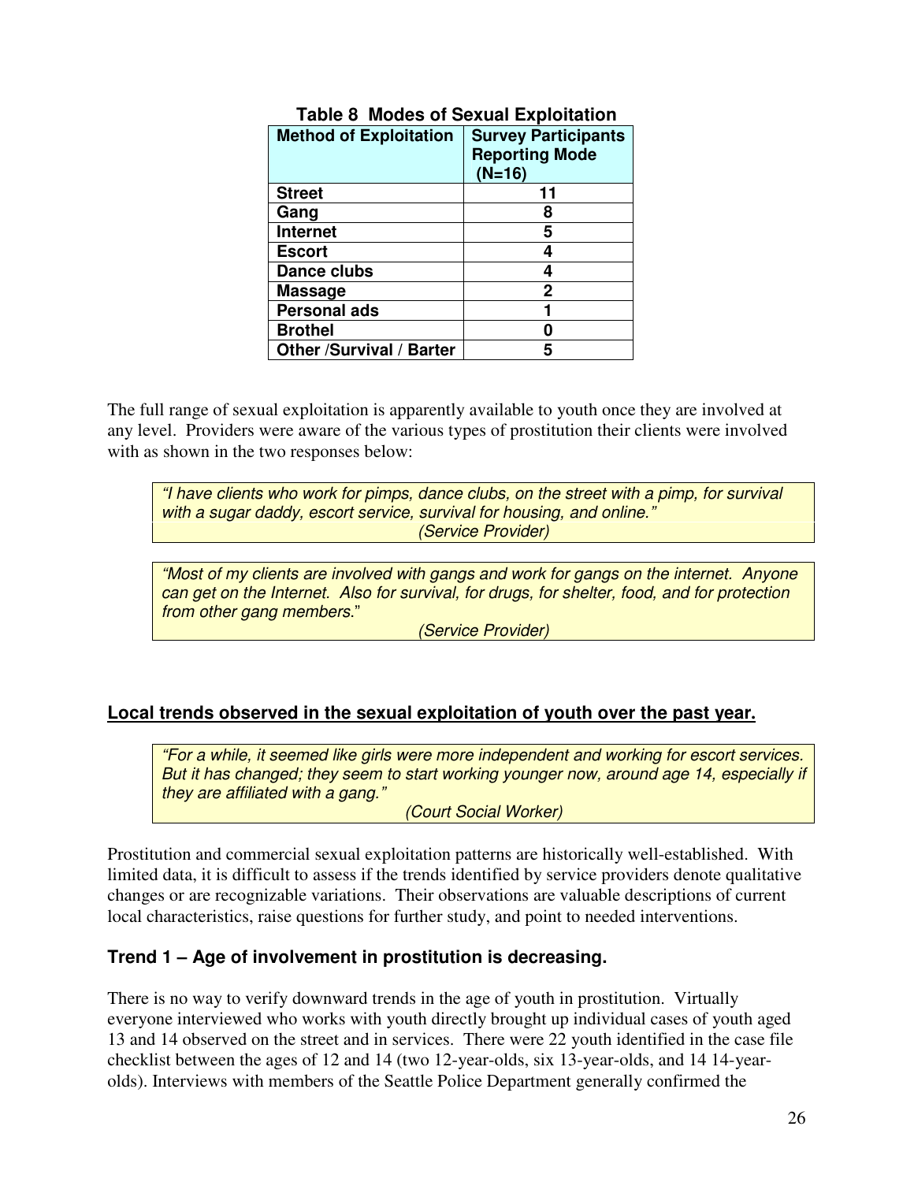**Table 8 Modes of Sexual Exploitation**

| Method of Exploitation | Survey Participants Reporting Mode (N=16) |
|---|---|
| Street | 11 |
| Gang | 8 |
| Internet | 5 |
| Escort | 4 |
| Dance clubs | 4 |
| Massage | 2 |
| Personal ads | 1 |
| Brothel | 0 |
| Other /Survival / Barter | 5 |

The full range of sexual exploitation is apparently available to youth once they are involved at any level. Providers were aware of the various types of prostitution their clients were involved with as shown in the two responses below:

> *"I have clients who work for pimps, dance clubs, on the street with a pimp, for survival with a sugar daddy, escort service, survival for housing, and online."*
> *(Service Provider)*

> *"Most of my clients are involved with gangs and work for gangs on the internet. Anyone can get on the Internet. Also for survival, for drugs, for shelter, food, and for protection from other gang members."*
> *(Service Provider)*

## Local trends observed in the sexual exploitation of youth over the past year.

> *"For a while, it seemed like girls were more independent and working for escort services. But it has changed; they seem to start working younger now, around age 14, especially if they are affiliated with a gang."*
> *(Court Social Worker)*

Prostitution and commercial sexual exploitation patterns are historically well-established. With limited data, it is difficult to assess if the trends identified by service providers denote qualitative changes or are recognizable variations. Their observations are valuable descriptions of current local characteristics, raise questions for further study, and point to needed interventions.

### Trend 1 – Age of involvement in prostitution is decreasing.

There is no way to verify downward trends in the age of youth in prostitution. Virtually everyone interviewed who works with youth directly brought up individual cases of youth aged 13 and 14 observed on the street and in services. There were 22 youth identified in the case file checklist between the ages of 12 and 14 (two 12-year-olds, six 13-year-olds, and 14 14-year-olds). Interviews with members of the Seattle Police Department generally confirmed the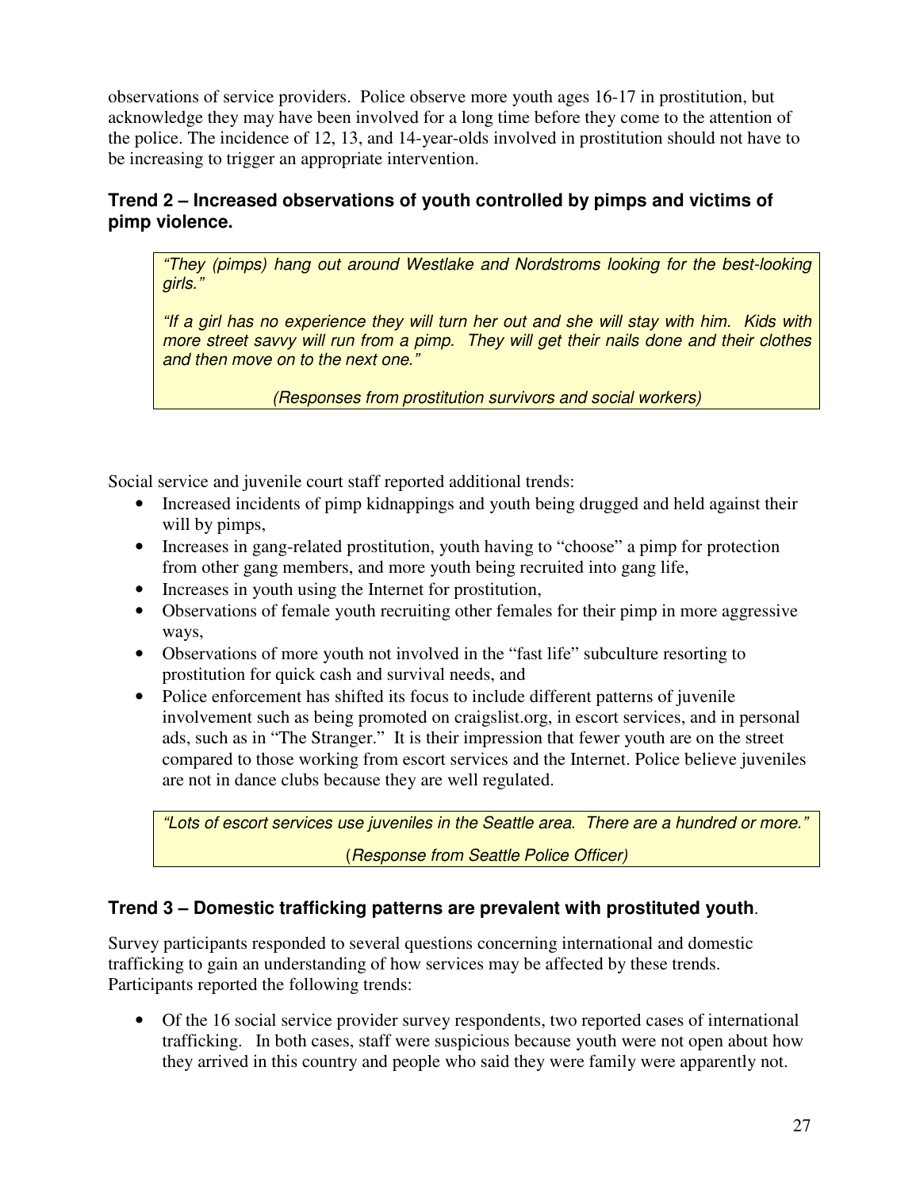observations of service providers. Police observe more youth ages 16-17 in prostitution, but acknowledge they may have been involved for a long time before they come to the attention of the police. The incidence of 12, 13, and 14-year-olds involved in prostitution should not have to be increasing to trigger an appropriate intervention.

### Trend 2 – Increased observations of youth controlled by pimps and victims of pimp violence.

> *"They (pimps) hang out around Westlake and Nordstroms looking for the best-looking girls."*
>
> *"If a girl has no experience they will turn her out and she will stay with him. Kids with more street savvy will run from a pimp. They will get their nails done and their clothes and then move on to the next one."*
>
> *(Responses from prostitution survivors and social workers)*

Social service and juvenile court staff reported additional trends:

- Increased incidents of pimp kidnappings and youth being drugged and held against their will by pimps,
- Increases in gang-related prostitution, youth having to "choose" a pimp for protection from other gang members, and more youth being recruited into gang life,
- Increases in youth using the Internet for prostitution,
- Observations of female youth recruiting other females for their pimp in more aggressive ways,
- Observations of more youth not involved in the "fast life" subculture resorting to prostitution for quick cash and survival needs, and
- Police enforcement has shifted its focus to include different patterns of juvenile involvement such as being promoted on craigslist.org, in escort services, and in personal ads, such as in "The Stranger." It is their impression that fewer youth are on the street compared to those working from escort services and the Internet. Police believe juveniles are not in dance clubs because they are well regulated.

> *"Lots of escort services use juveniles in the Seattle area. There are a hundred or more."*
>
> (*Response from Seattle Police Officer)*

### Trend 3 – Domestic trafficking patterns are prevalent with prostituted youth.

Survey participants responded to several questions concerning international and domestic trafficking to gain an understanding of how services may be affected by these trends. Participants reported the following trends:

- Of the 16 social service provider survey respondents, two reported cases of international trafficking. In both cases, staff were suspicious because youth were not open about how they arrived in this country and people who said they were family were apparently not.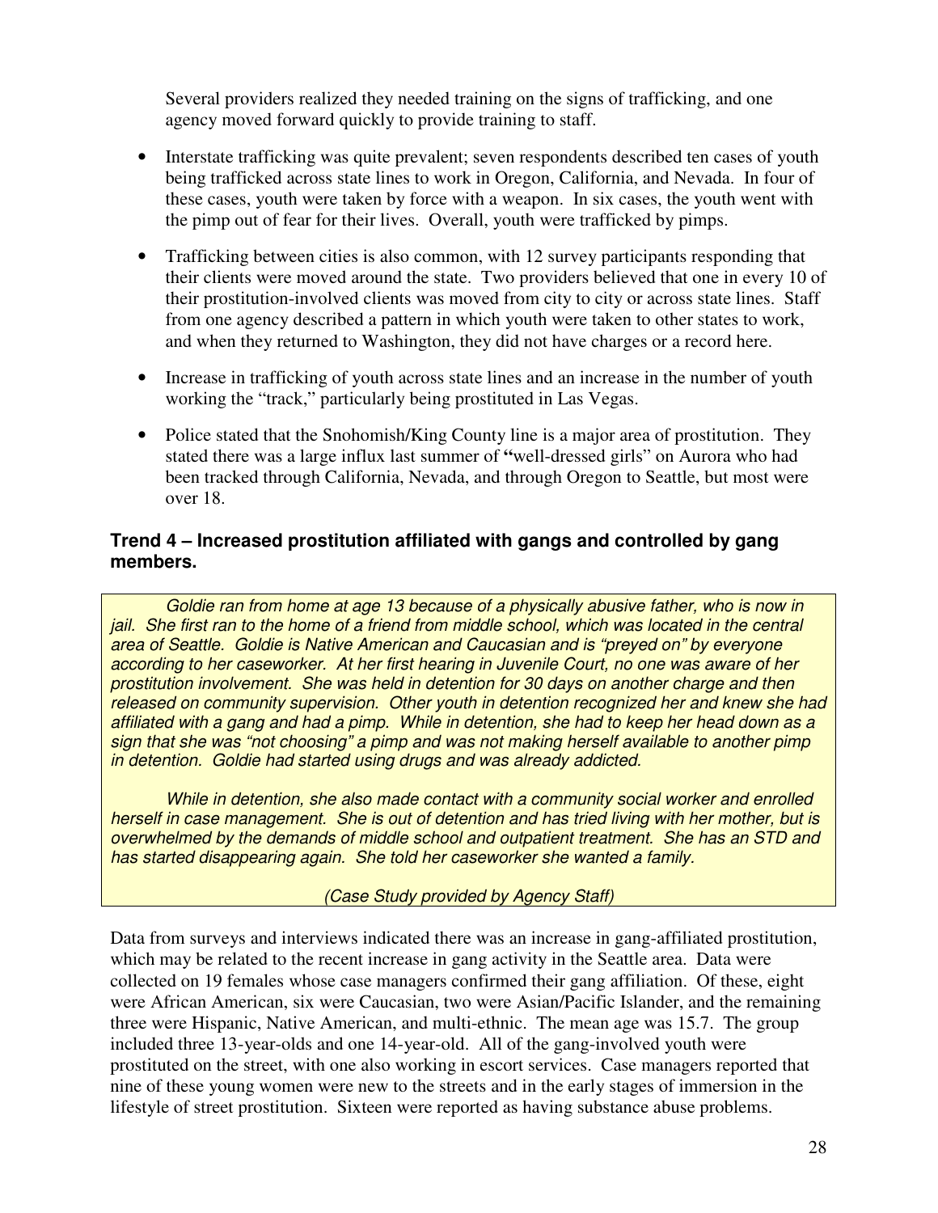Several providers realized they needed training on the signs of trafficking, and one agency moved forward quickly to provide training to staff.

- Interstate trafficking was quite prevalent; seven respondents described ten cases of youth being trafficked across state lines to work in Oregon, California, and Nevada. In four of these cases, youth were taken by force with a weapon. In six cases, the youth went with the pimp out of fear for their lives. Overall, youth were trafficked by pimps.

- Trafficking between cities is also common, with 12 survey participants responding that their clients were moved around the state. Two providers believed that one in every 10 of their prostitution-involved clients was moved from city to city or across state lines. Staff from one agency described a pattern in which youth were taken to other states to work, and when they returned to Washington, they did not have charges or a record here.

- Increase in trafficking of youth across state lines and an increase in the number of youth working the "track," particularly being prostituted in Las Vegas.

- Police stated that the Snohomish/King County line is a major area of prostitution. They stated there was a large influx last summer of **"**well-dressed girls" on Aurora who had been tracked through California, Nevada, and through Oregon to Seattle, but most were over 18.

### Trend 4 – Increased prostitution affiliated with gangs and controlled by gang members.

*Goldie ran from home at age 13 because of a physically abusive father, who is now in jail. She first ran to the home of a friend from middle school, which was located in the central area of Seattle. Goldie is Native American and Caucasian and is "preyed on" by everyone according to her caseworker. At her first hearing in Juvenile Court, no one was aware of her prostitution involvement. She was held in detention for 30 days on another charge and then released on community supervision. Other youth in detention recognized her and knew she had affiliated with a gang and had a pimp. While in detention, she had to keep her head down as a sign that she was "not choosing" a pimp and was not making herself available to another pimp in detention. Goldie had started using drugs and was already addicted.*

*While in detention, she also made contact with a community social worker and enrolled herself in case management. She is out of detention and has tried living with her mother, but is overwhelmed by the demands of middle school and outpatient treatment. She has an STD and has started disappearing again. She told her caseworker she wanted a family.*

*(Case Study provided by Agency Staff)*

Data from surveys and interviews indicated there was an increase in gang-affiliated prostitution, which may be related to the recent increase in gang activity in the Seattle area. Data were collected on 19 females whose case managers confirmed their gang affiliation. Of these, eight were African American, six were Caucasian, two were Asian/Pacific Islander, and the remaining three were Hispanic, Native American, and multi-ethnic. The mean age was 15.7. The group included three 13-year-olds and one 14-year-old. All of the gang-involved youth were prostituted on the street, with one also working in escort services. Case managers reported that nine of these young women were new to the streets and in the early stages of immersion in the lifestyle of street prostitution. Sixteen were reported as having substance abuse problems.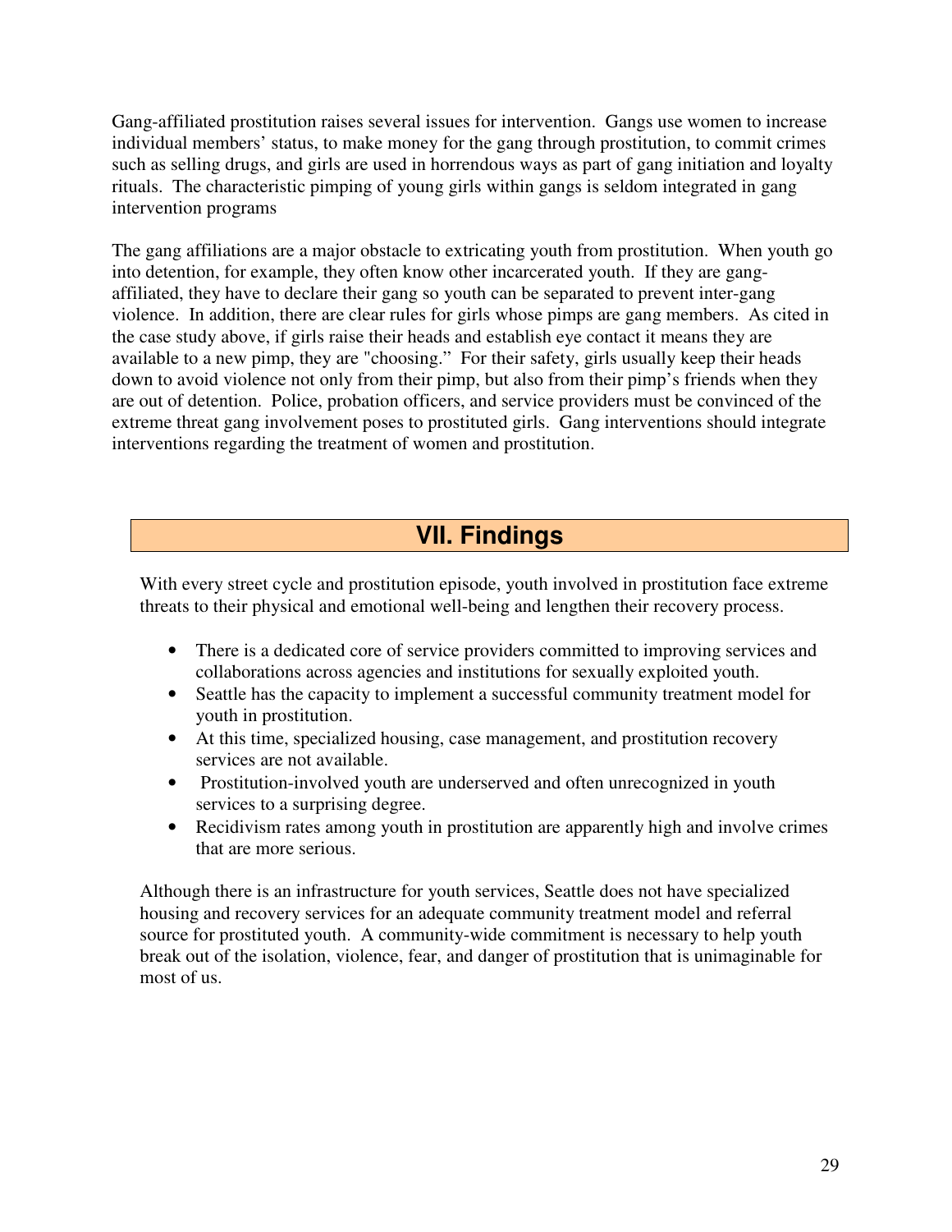Gang-affiliated prostitution raises several issues for intervention. Gangs use women to increase individual members' status, to make money for the gang through prostitution, to commit crimes such as selling drugs, and girls are used in horrendous ways as part of gang initiation and loyalty rituals. The characteristic pimping of young girls within gangs is seldom integrated in gang intervention programs

The gang affiliations are a major obstacle to extricating youth from prostitution. When youth go into detention, for example, they often know other incarcerated youth. If they are gang-affiliated, they have to declare their gang so youth can be separated to prevent inter-gang violence. In addition, there are clear rules for girls whose pimps are gang members. As cited in the case study above, if girls raise their heads and establish eye contact it means they are available to a new pimp, they are "choosing." For their safety, girls usually keep their heads down to avoid violence not only from their pimp, but also from their pimp's friends when they are out of detention. Police, probation officers, and service providers must be convinced of the extreme threat gang involvement poses to prostituted girls. Gang interventions should integrate interventions regarding the treatment of women and prostitution.

## VII. Findings

With every street cycle and prostitution episode, youth involved in prostitution face extreme threats to their physical and emotional well-being and lengthen their recovery process.

- There is a dedicated core of service providers committed to improving services and collaborations across agencies and institutions for sexually exploited youth.
- Seattle has the capacity to implement a successful community treatment model for youth in prostitution.
- At this time, specialized housing, case management, and prostitution recovery services are not available.
- Prostitution-involved youth are underserved and often unrecognized in youth services to a surprising degree.
- Recidivism rates among youth in prostitution are apparently high and involve crimes that are more serious.

Although there is an infrastructure for youth services, Seattle does not have specialized housing and recovery services for an adequate community treatment model and referral source for prostituted youth. A community-wide commitment is necessary to help youth break out of the isolation, violence, fear, and danger of prostitution that is unimaginable for most of us.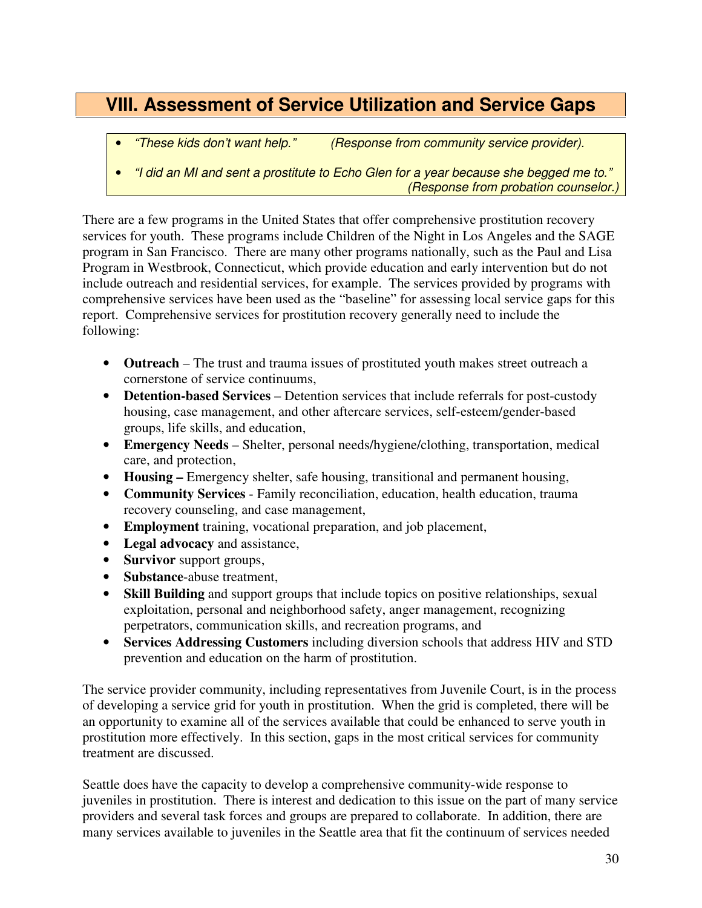## VIII. Assessment of Service Utilization and Service Gaps

- *"These kids don't want help."* *(Response from community service provider).*
- *"I did an MI and sent a prostitute to Echo Glen for a year because she begged me to."* *(Response from probation counselor.)*

There are a few programs in the United States that offer comprehensive prostitution recovery services for youth. These programs include Children of the Night in Los Angeles and the SAGE program in San Francisco. There are many other programs nationally, such as the Paul and Lisa Program in Westbrook, Connecticut, which provide education and early intervention but do not include outreach and residential services, for example. The services provided by programs with comprehensive services have been used as the "baseline" for assessing local service gaps for this report. Comprehensive services for prostitution recovery generally need to include the following:

- **Outreach** – The trust and trauma issues of prostituted youth makes street outreach a cornerstone of service continuums,
- **Detention-based Services** – Detention services that include referrals for post-custody housing, case management, and other aftercare services, self-esteem/gender-based groups, life skills, and education,
- **Emergency Needs** – Shelter, personal needs/hygiene/clothing, transportation, medical care, and protection,
- **Housing –** Emergency shelter, safe housing, transitional and permanent housing,
- **Community Services** - Family reconciliation, education, health education, trauma recovery counseling, and case management,
- **Employment** training, vocational preparation, and job placement,
- **Legal advocacy** and assistance,
- **Survivor** support groups,
- **Substance**-abuse treatment,
- **Skill Building** and support groups that include topics on positive relationships, sexual exploitation, personal and neighborhood safety, anger management, recognizing perpetrators, communication skills, and recreation programs, and
- **Services Addressing Customers** including diversion schools that address HIV and STD prevention and education on the harm of prostitution.

The service provider community, including representatives from Juvenile Court, is in the process of developing a service grid for youth in prostitution. When the grid is completed, there will be an opportunity to examine all of the services available that could be enhanced to serve youth in prostitution more effectively. In this section, gaps in the most critical services for community treatment are discussed.

Seattle does have the capacity to develop a comprehensive community-wide response to juveniles in prostitution. There is interest and dedication to this issue on the part of many service providers and several task forces and groups are prepared to collaborate. In addition, there are many services available to juveniles in the Seattle area that fit the continuum of services needed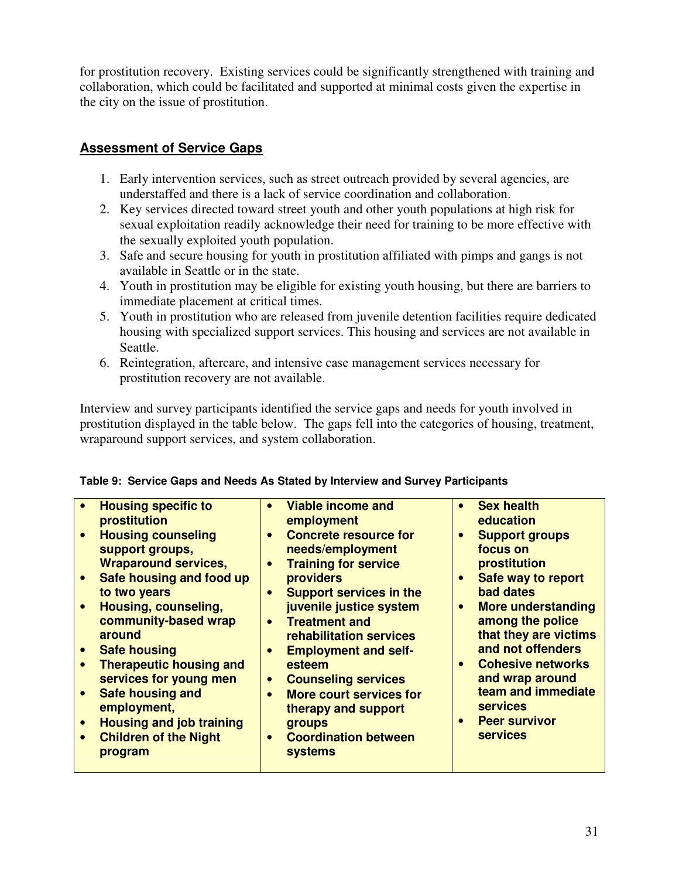for prostitution recovery. Existing services could be significantly strengthened with training and collaboration, which could be facilitated and supported at minimal costs given the expertise in the city on the issue of prostitution.

## Assessment of Service Gaps

1. Early intervention services, such as street outreach provided by several agencies, are understaffed and there is a lack of service coordination and collaboration.
2. Key services directed toward street youth and other youth populations at high risk for sexual exploitation readily acknowledge their need for training to be more effective with the sexually exploited youth population.
3. Safe and secure housing for youth in prostitution affiliated with pimps and gangs is not available in Seattle or in the state.
4. Youth in prostitution may be eligible for existing youth housing, but there are barriers to immediate placement at critical times.
5. Youth in prostitution who are released from juvenile detention facilities require dedicated housing with specialized support services. This housing and services are not available in Seattle.
6. Reintegration, aftercare, and intensive case management services necessary for prostitution recovery are not available.

Interview and survey participants identified the service gaps and needs for youth involved in prostitution displayed in the table below. The gaps fell into the categories of housing, treatment, wraparound support services, and system collaboration.

**Table 9: Service Gaps and Needs As Stated by Interview and Survey Participants**

| | | |
|---|---|---|
| • **Housing specific to prostitution**<br>• **Housing counseling support groups, Wraparound services,**<br>• **Safe housing and food up to two years**<br>• **Housing, counseling, community-based wrap around**<br>• **Safe housing**<br>• **Therapeutic housing and services for young men**<br>• **Safe housing and employment,**<br>• **Housing and job training**<br>• **Children of the Night program** | • **Viable income and employment**<br>• **Concrete resource for needs/employment**<br>• **Training for service providers**<br>• **Support services in the juvenile justice system**<br>• **Treatment and rehabilitation services**<br>• **Employment and self-esteem**<br>• **Counseling services**<br>• **More court services for therapy and support groups**<br>• **Coordination between systems** | • **Sex health education**<br>• **Support groups focus on prostitution**<br>• **Safe way to report bad dates**<br>• **More understanding among the police that they are victims and not offenders**<br>• **Cohesive networks and wrap around team and immediate services**<br>• **Peer survivor services** |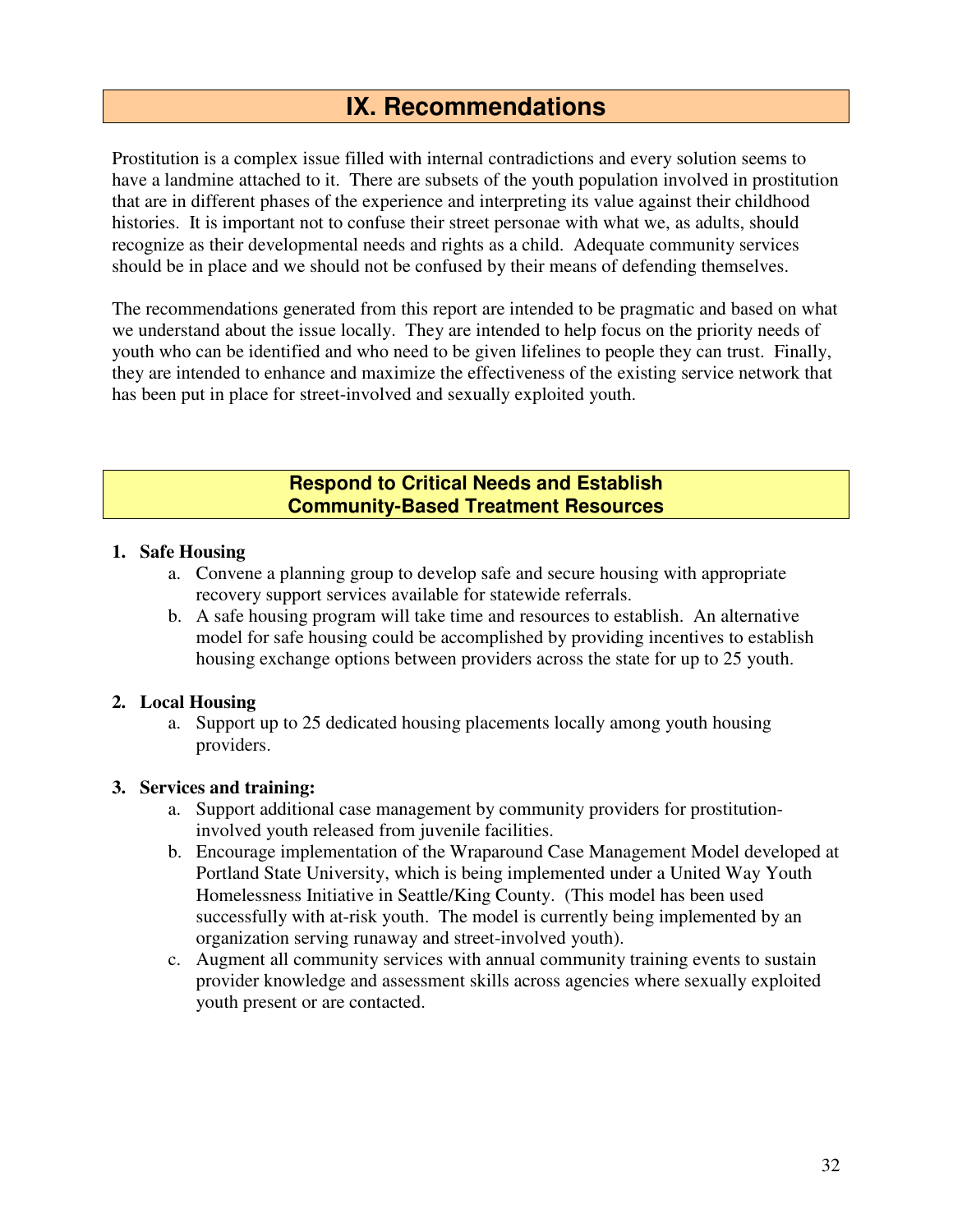# IX. Recommendations

Prostitution is a complex issue filled with internal contradictions and every solution seems to have a landmine attached to it. There are subsets of the youth population involved in prostitution that are in different phases of the experience and interpreting its value against their childhood histories. It is important not to confuse their street personae with what we, as adults, should recognize as their developmental needs and rights as a child. Adequate community services should be in place and we should not be confused by their means of defending themselves.

The recommendations generated from this report are intended to be pragmatic and based on what we understand about the issue locally. They are intended to help focus on the priority needs of youth who can be identified and who need to be given lifelines to people they can trust. Finally, they are intended to enhance and maximize the effectiveness of the existing service network that has been put in place for street-involved and sexually exploited youth.

## Respond to Critical Needs and Establish Community-Based Treatment Resources

1. **Safe Housing**
   a. Convene a planning group to develop safe and secure housing with appropriate recovery support services available for statewide referrals.
   b. A safe housing program will take time and resources to establish. An alternative model for safe housing could be accomplished by providing incentives to establish housing exchange options between providers across the state for up to 25 youth.

2. **Local Housing**
   a. Support up to 25 dedicated housing placements locally among youth housing providers.

3. **Services and training:**
   a. Support additional case management by community providers for prostitution-involved youth released from juvenile facilities.
   b. Encourage implementation of the Wraparound Case Management Model developed at Portland State University, which is being implemented under a United Way Youth Homelessness Initiative in Seattle/King County. (This model has been used successfully with at-risk youth. The model is currently being implemented by an organization serving runaway and street-involved youth).
   c. Augment all community services with annual community training events to sustain provider knowledge and assessment skills across agencies where sexually exploited youth present or are contacted.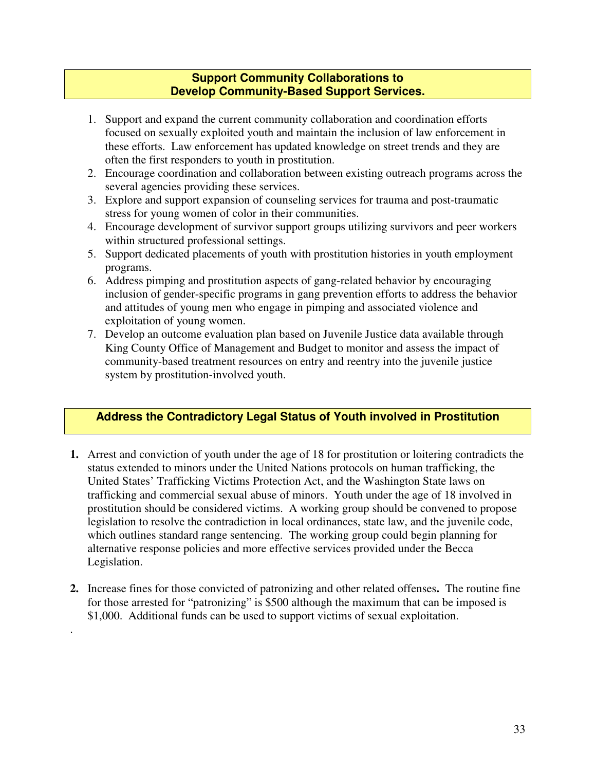## Support Community Collaborations to Develop Community-Based Support Services.

1. Support and expand the current community collaboration and coordination efforts focused on sexually exploited youth and maintain the inclusion of law enforcement in these efforts. Law enforcement has updated knowledge on street trends and they are often the first responders to youth in prostitution.
2. Encourage coordination and collaboration between existing outreach programs across the several agencies providing these services.
3. Explore and support expansion of counseling services for trauma and post-traumatic stress for young women of color in their communities.
4. Encourage development of survivor support groups utilizing survivors and peer workers within structured professional settings.
5. Support dedicated placements of youth with prostitution histories in youth employment programs.
6. Address pimping and prostitution aspects of gang-related behavior by encouraging inclusion of gender-specific programs in gang prevention efforts to address the behavior and attitudes of young men who engage in pimping and associated violence and exploitation of young women.
7. Develop an outcome evaluation plan based on Juvenile Justice data available through King County Office of Management and Budget to monitor and assess the impact of community-based treatment resources on entry and reentry into the juvenile justice system by prostitution-involved youth.

## Address the Contradictory Legal Status of Youth involved in Prostitution

**1.** Arrest and conviction of youth under the age of 18 for prostitution or loitering contradicts the status extended to minors under the United Nations protocols on human trafficking, the United States' Trafficking Victims Protection Act, and the Washington State laws on trafficking and commercial sexual abuse of minors. Youth under the age of 18 involved in prostitution should be considered victims. A working group should be convened to propose legislation to resolve the contradiction in local ordinances, state law, and the juvenile code, which outlines standard range sentencing. The working group could begin planning for alternative response policies and more effective services provided under the Becca Legislation.

**2.** Increase fines for those convicted of patronizing and other related offenses**.** The routine fine for those arrested for "patronizing" is $500 although the maximum that can be imposed is $1,000. Additional funds can be used to support victims of sexual exploitation.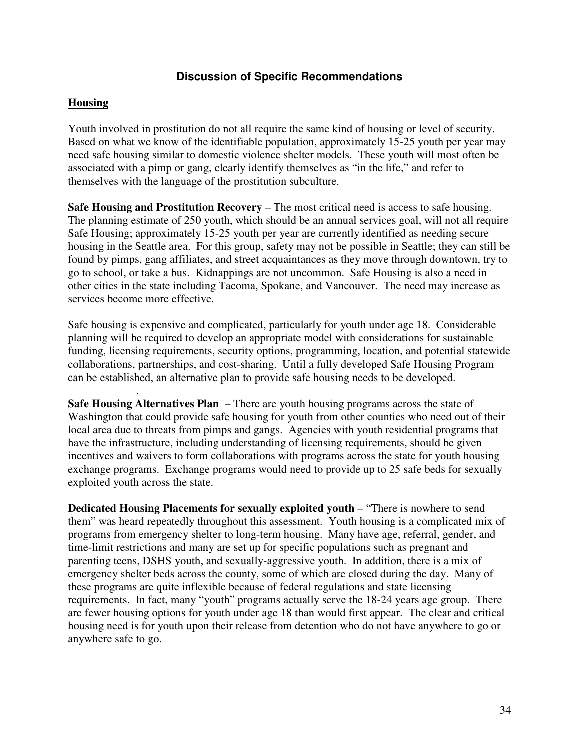## Discussion of Specific Recommendations

### Housing

Youth involved in prostitution do not all require the same kind of housing or level of security. Based on what we know of the identifiable population, approximately 15-25 youth per year may need safe housing similar to domestic violence shelter models. These youth will most often be associated with a pimp or gang, clearly identify themselves as "in the life," and refer to themselves with the language of the prostitution subculture.

**Safe Housing and Prostitution Recovery** – The most critical need is access to safe housing. The planning estimate of 250 youth, which should be an annual services goal, will not all require Safe Housing; approximately 15-25 youth per year are currently identified as needing secure housing in the Seattle area. For this group, safety may not be possible in Seattle; they can still be found by pimps, gang affiliates, and street acquaintances as they move through downtown, try to go to school, or take a bus. Kidnappings are not uncommon. Safe Housing is also a need in other cities in the state including Tacoma, Spokane, and Vancouver. The need may increase as services become more effective.

Safe housing is expensive and complicated, particularly for youth under age 18. Considerable planning will be required to develop an appropriate model with considerations for sustainable funding, licensing requirements, security options, programming, location, and potential statewide collaborations, partnerships, and cost-sharing. Until a fully developed Safe Housing Program can be established, an alternative plan to provide safe housing needs to be developed.

**Safe Housing Alternatives Plan** – There are youth housing programs across the state of Washington that could provide safe housing for youth from other counties who need out of their local area due to threats from pimps and gangs. Agencies with youth residential programs that have the infrastructure, including understanding of licensing requirements, should be given incentives and waivers to form collaborations with programs across the state for youth housing exchange programs. Exchange programs would need to provide up to 25 safe beds for sexually exploited youth across the state.

**Dedicated Housing Placements for sexually exploited youth** – "There is nowhere to send them" was heard repeatedly throughout this assessment. Youth housing is a complicated mix of programs from emergency shelter to long-term housing. Many have age, referral, gender, and time-limit restrictions and many are set up for specific populations such as pregnant and parenting teens, DSHS youth, and sexually-aggressive youth. In addition, there is a mix of emergency shelter beds across the county, some of which are closed during the day. Many of these programs are quite inflexible because of federal regulations and state licensing requirements. In fact, many "youth" programs actually serve the 18-24 years age group. There are fewer housing options for youth under age 18 than would first appear. The clear and critical housing need is for youth upon their release from detention who do not have anywhere to go or anywhere safe to go.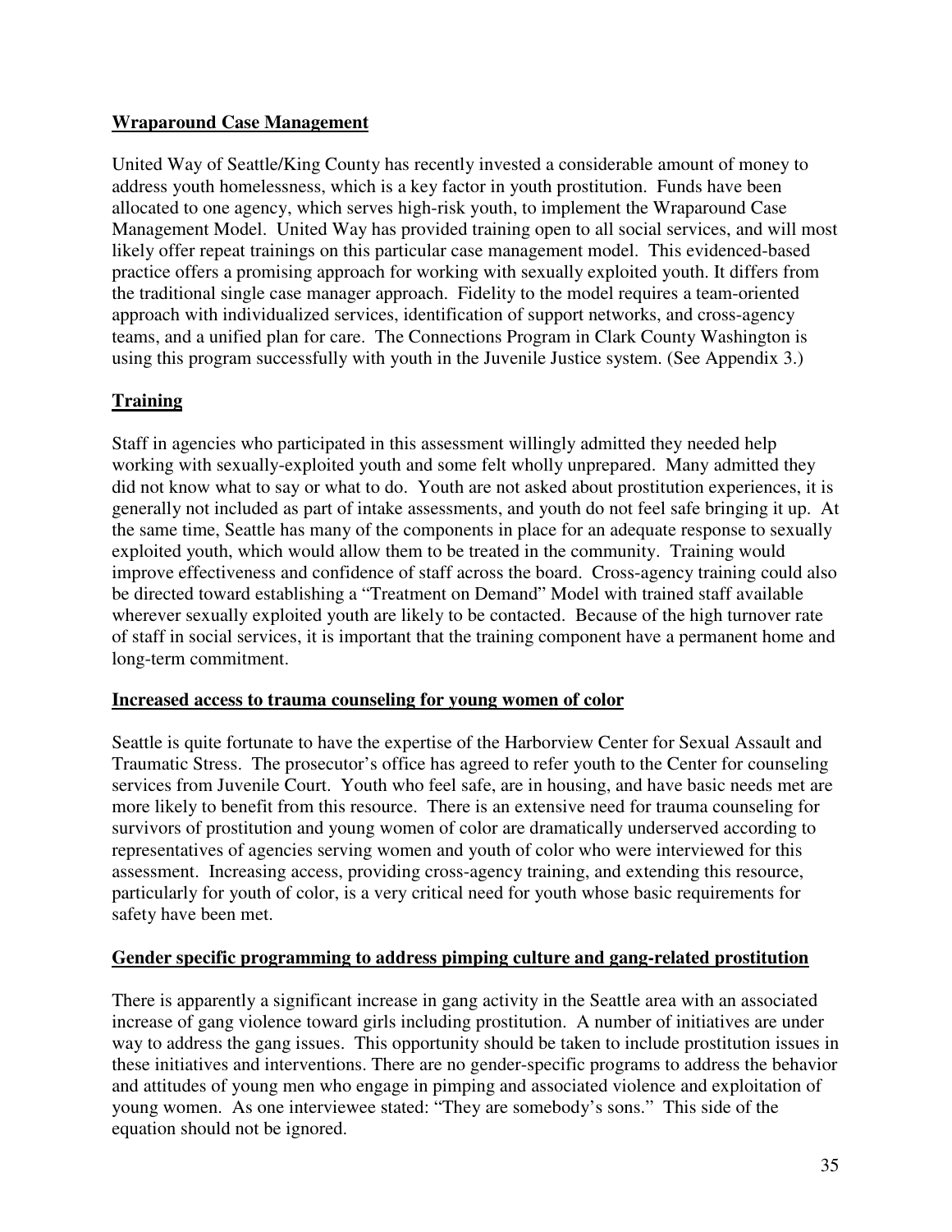## Wraparound Case Management

United Way of Seattle/King County has recently invested a considerable amount of money to address youth homelessness, which is a key factor in youth prostitution. Funds have been allocated to one agency, which serves high-risk youth, to implement the Wraparound Case Management Model. United Way has provided training open to all social services, and will most likely offer repeat trainings on this particular case management model. This evidenced-based practice offers a promising approach for working with sexually exploited youth. It differs from the traditional single case manager approach. Fidelity to the model requires a team-oriented approach with individualized services, identification of support networks, and cross-agency teams, and a unified plan for care. The Connections Program in Clark County Washington is using this program successfully with youth in the Juvenile Justice system. (See Appendix 3.)

## Training

Staff in agencies who participated in this assessment willingly admitted they needed help working with sexually-exploited youth and some felt wholly unprepared. Many admitted they did not know what to say or what to do. Youth are not asked about prostitution experiences, it is generally not included as part of intake assessments, and youth do not feel safe bringing it up. At the same time, Seattle has many of the components in place for an adequate response to sexually exploited youth, which would allow them to be treated in the community. Training would improve effectiveness and confidence of staff across the board. Cross-agency training could also be directed toward establishing a "Treatment on Demand" Model with trained staff available wherever sexually exploited youth are likely to be contacted. Because of the high turnover rate of staff in social services, it is important that the training component have a permanent home and long-term commitment.

## Increased access to trauma counseling for young women of color

Seattle is quite fortunate to have the expertise of the Harborview Center for Sexual Assault and Traumatic Stress. The prosecutor's office has agreed to refer youth to the Center for counseling services from Juvenile Court. Youth who feel safe, are in housing, and have basic needs met are more likely to benefit from this resource. There is an extensive need for trauma counseling for survivors of prostitution and young women of color are dramatically underserved according to representatives of agencies serving women and youth of color who were interviewed for this assessment. Increasing access, providing cross-agency training, and extending this resource, particularly for youth of color, is a very critical need for youth whose basic requirements for safety have been met.

## Gender specific programming to address pimping culture and gang-related prostitution

There is apparently a significant increase in gang activity in the Seattle area with an associated increase of gang violence toward girls including prostitution. A number of initiatives are under way to address the gang issues. This opportunity should be taken to include prostitution issues in these initiatives and interventions. There are no gender-specific programs to address the behavior and attitudes of young men who engage in pimping and associated violence and exploitation of young women. As one interviewee stated: "They are somebody's sons." This side of the equation should not be ignored.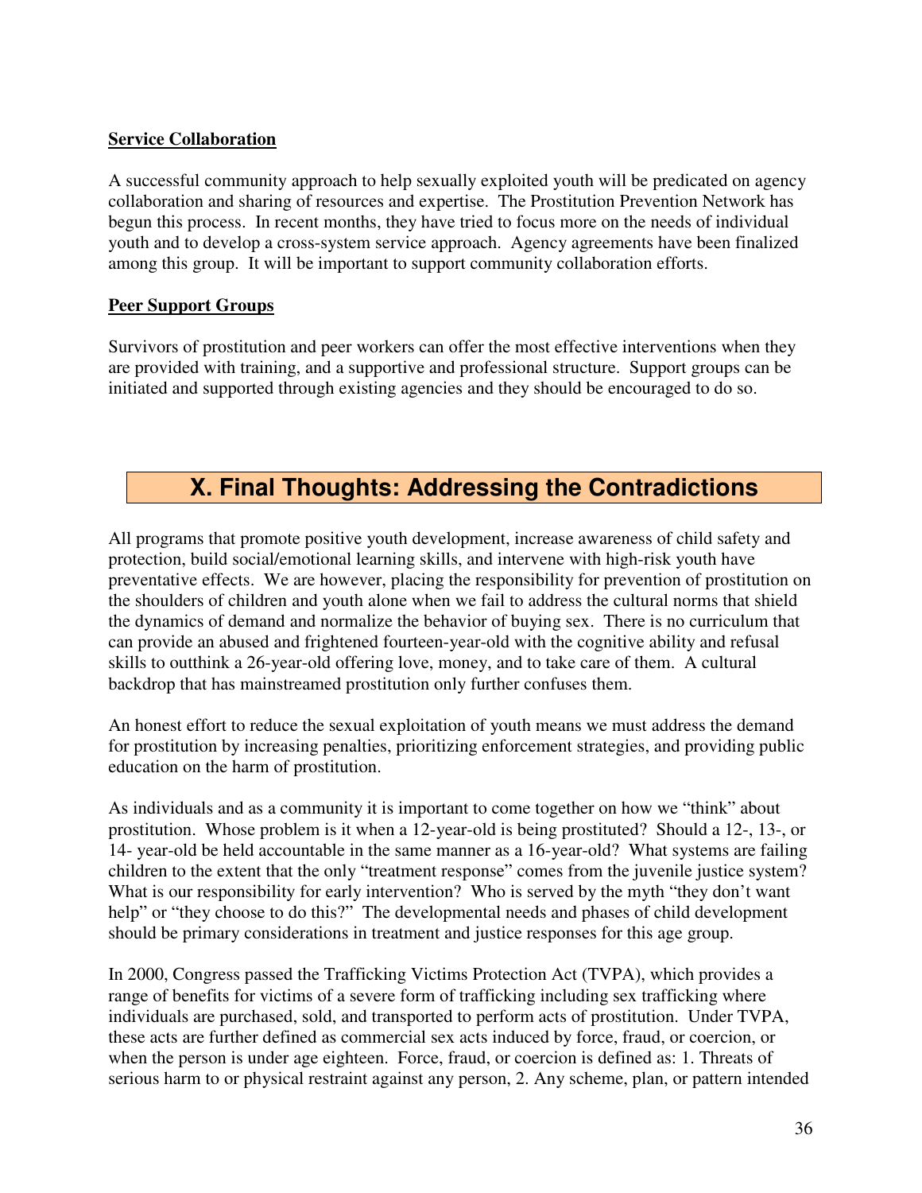**Service Collaboration**

A successful community approach to help sexually exploited youth will be predicated on agency collaboration and sharing of resources and expertise. The Prostitution Prevention Network has begun this process. In recent months, they have tried to focus more on the needs of individual youth and to develop a cross-system service approach. Agency agreements have been finalized among this group. It will be important to support community collaboration efforts.

**Peer Support Groups**

Survivors of prostitution and peer workers can offer the most effective interventions when they are provided with training, and a supportive and professional structure. Support groups can be initiated and supported through existing agencies and they should be encouraged to do so.

## X. Final Thoughts: Addressing the Contradictions

All programs that promote positive youth development, increase awareness of child safety and protection, build social/emotional learning skills, and intervene with high-risk youth have preventative effects. We are however, placing the responsibility for prevention of prostitution on the shoulders of children and youth alone when we fail to address the cultural norms that shield the dynamics of demand and normalize the behavior of buying sex. There is no curriculum that can provide an abused and frightened fourteen-year-old with the cognitive ability and refusal skills to outthink a 26-year-old offering love, money, and to take care of them. A cultural backdrop that has mainstreamed prostitution only further confuses them.

An honest effort to reduce the sexual exploitation of youth means we must address the demand for prostitution by increasing penalties, prioritizing enforcement strategies, and providing public education on the harm of prostitution.

As individuals and as a community it is important to come together on how we "think" about prostitution. Whose problem is it when a 12-year-old is being prostituted? Should a 12-, 13-, or 14- year-old be held accountable in the same manner as a 16-year-old? What systems are failing children to the extent that the only "treatment response" comes from the juvenile justice system? What is our responsibility for early intervention? Who is served by the myth "they don't want help" or "they choose to do this?" The developmental needs and phases of child development should be primary considerations in treatment and justice responses for this age group.

In 2000, Congress passed the Trafficking Victims Protection Act (TVPA), which provides a range of benefits for victims of a severe form of trafficking including sex trafficking where individuals are purchased, sold, and transported to perform acts of prostitution. Under TVPA, these acts are further defined as commercial sex acts induced by force, fraud, or coercion, or when the person is under age eighteen. Force, fraud, or coercion is defined as: 1. Threats of serious harm to or physical restraint against any person, 2. Any scheme, plan, or pattern intended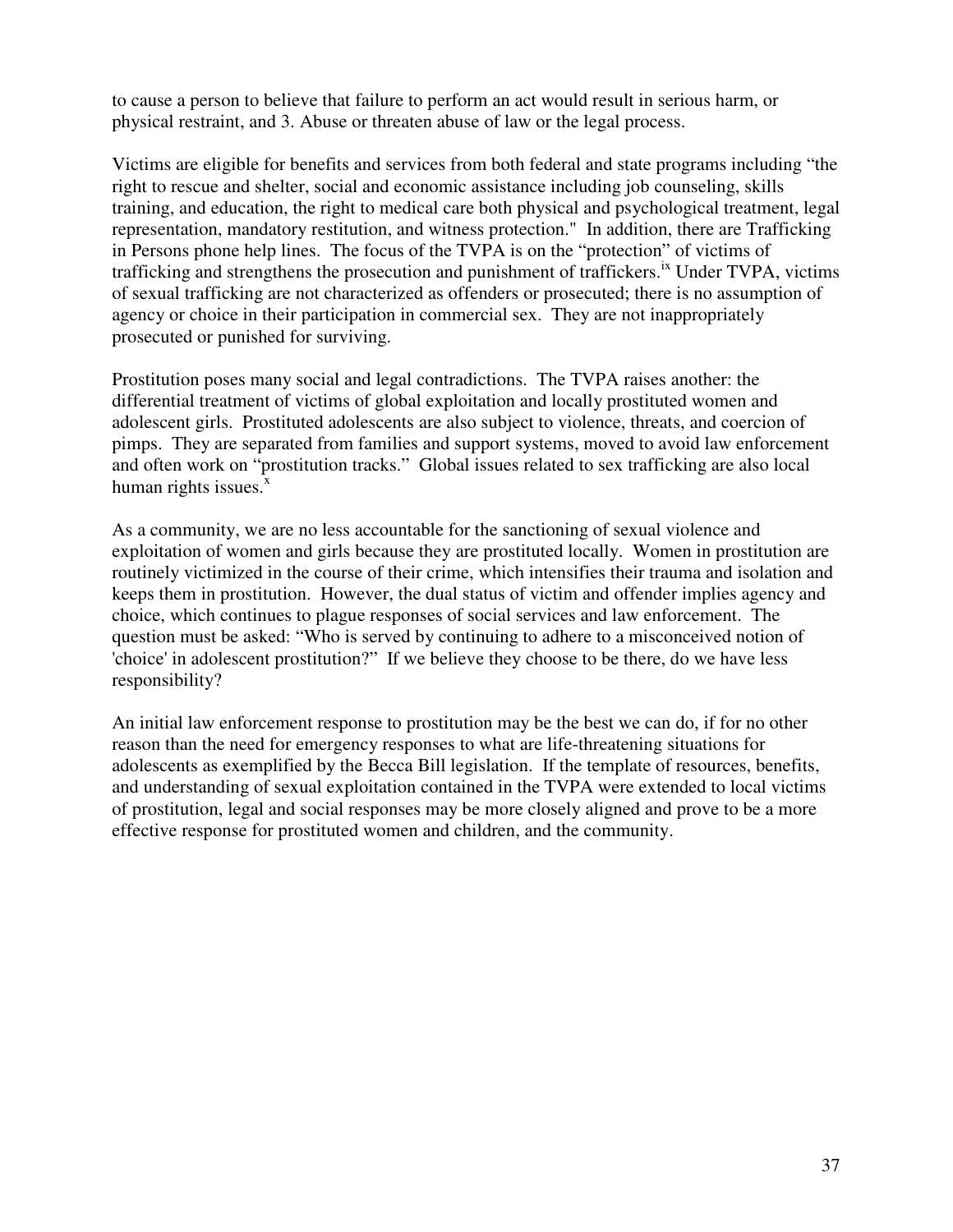to cause a person to believe that failure to perform an act would result in serious harm, or physical restraint, and 3. Abuse or threaten abuse of law or the legal process.

Victims are eligible for benefits and services from both federal and state programs including "the right to rescue and shelter, social and economic assistance including job counseling, skills training, and education, the right to medical care both physical and psychological treatment, legal representation, mandatory restitution, and witness protection." In addition, there are Trafficking in Persons phone help lines. The focus of the TVPA is on the "protection" of victims of trafficking and strengthens the prosecution and punishment of traffickers.[ix] Under TVPA, victims of sexual trafficking are not characterized as offenders or prosecuted; there is no assumption of agency or choice in their participation in commercial sex. They are not inappropriately prosecuted or punished for surviving.

Prostitution poses many social and legal contradictions. The TVPA raises another: the differential treatment of victims of global exploitation and locally prostituted women and adolescent girls. Prostituted adolescents are also subject to violence, threats, and coercion of pimps. They are separated from families and support systems, moved to avoid law enforcement and often work on "prostitution tracks." Global issues related to sex trafficking are also local human rights issues.[x]

As a community, we are no less accountable for the sanctioning of sexual violence and exploitation of women and girls because they are prostituted locally. Women in prostitution are routinely victimized in the course of their crime, which intensifies their trauma and isolation and keeps them in prostitution. However, the dual status of victim and offender implies agency and choice, which continues to plague responses of social services and law enforcement. The question must be asked: "Who is served by continuing to adhere to a misconceived notion of 'choice' in adolescent prostitution?" If we believe they choose to be there, do we have less responsibility?

An initial law enforcement response to prostitution may be the best we can do, if for no other reason than the need for emergency responses to what are life-threatening situations for adolescents as exemplified by the Becca Bill legislation. If the template of resources, benefits, and understanding of sexual exploitation contained in the TVPA were extended to local victims of prostitution, legal and social responses may be more closely aligned and prove to be a more effective response for prostituted women and children, and the community.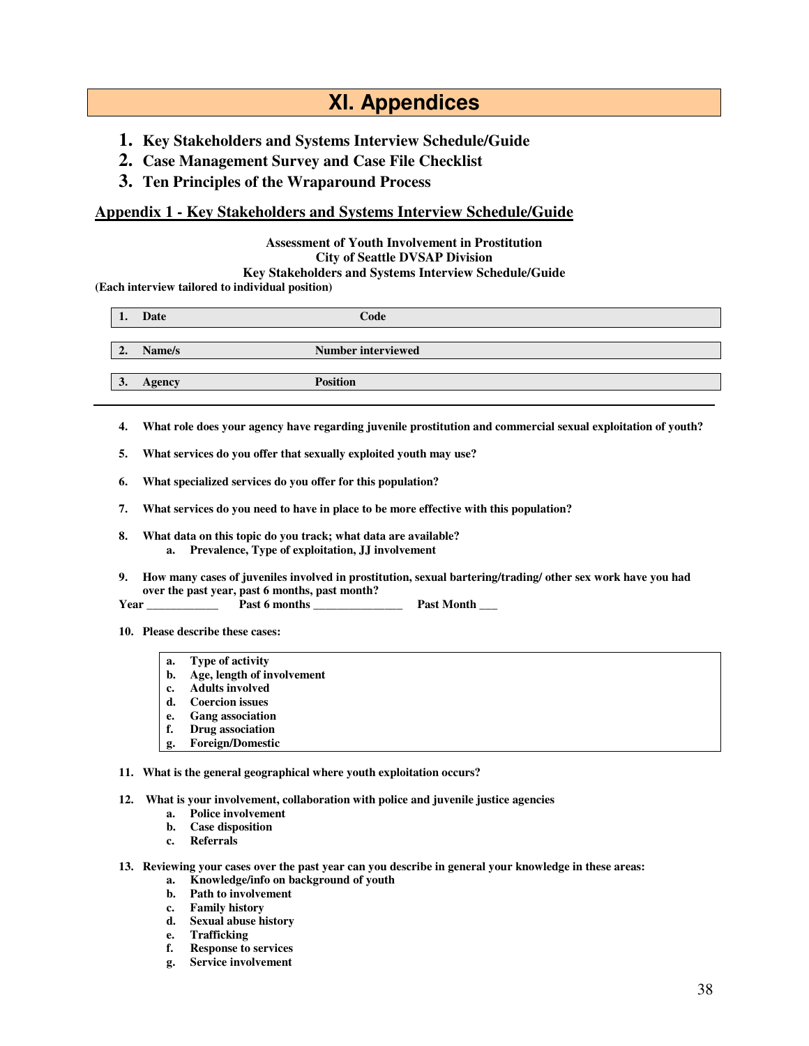# XI. Appendices

1. **Key Stakeholders and Systems Interview Schedule/Guide**
2. **Case Management Survey and Case File Checklist**
3. **Ten Principles of the Wraparound Process**

## Appendix 1 - Key Stakeholders and Systems Interview Schedule/Guide

**Assessment of Youth Involvement in Prostitution**
**City of Seattle DVSAP Division**
**Key Stakeholders and Systems Interview Schedule/Guide**
**(Each interview tailored to individual position)**

| | | |
|---|---|---|
| **1.** | **Date** | **Code** |
| **2.** | **Name/s** | **Number interviewed** |
| **3.** | **Agency** | **Position** |

4. **What role does your agency have regarding juvenile prostitution and commercial sexual exploitation of youth?**

5. **What services do you offer that sexually exploited youth may use?**

6. **What specialized services do you offer for this population?**

7. **What services do you need to have in place to be more effective with this population?**

8. **What data on this topic do you track; what data are available?**
   a. **Prevalence, Type of exploitation, JJ involvement**

9. **How many cases of juveniles involved in prostitution, sexual bartering/trading/ other sex work have you had over the past year, past 6 months, past month?**

**Year ____________ Past 6 months _______________ Past Month ___**

10. **Please describe these cases:**
    a. **Type of activity**
    b. **Age, length of involvement**
    c. **Adults involved**
    d. **Coercion issues**
    e. **Gang association**
    f. **Drug association**
    g. **Foreign/Domestic**

11. **What is the general geographical where youth exploitation occurs?**

12. **What is your involvement, collaboration with police and juvenile justice agencies**
    a. **Police involvement**
    b. **Case disposition**
    c. **Referrals**

13. **Reviewing your cases over the past year can you describe in general your knowledge in these areas:**
    a. **Knowledge/info on background of youth**
    b. **Path to involvement**
    c. **Family history**
    d. **Sexual abuse history**
    e. **Trafficking**
    f. **Response to services**
    g. **Service involvement**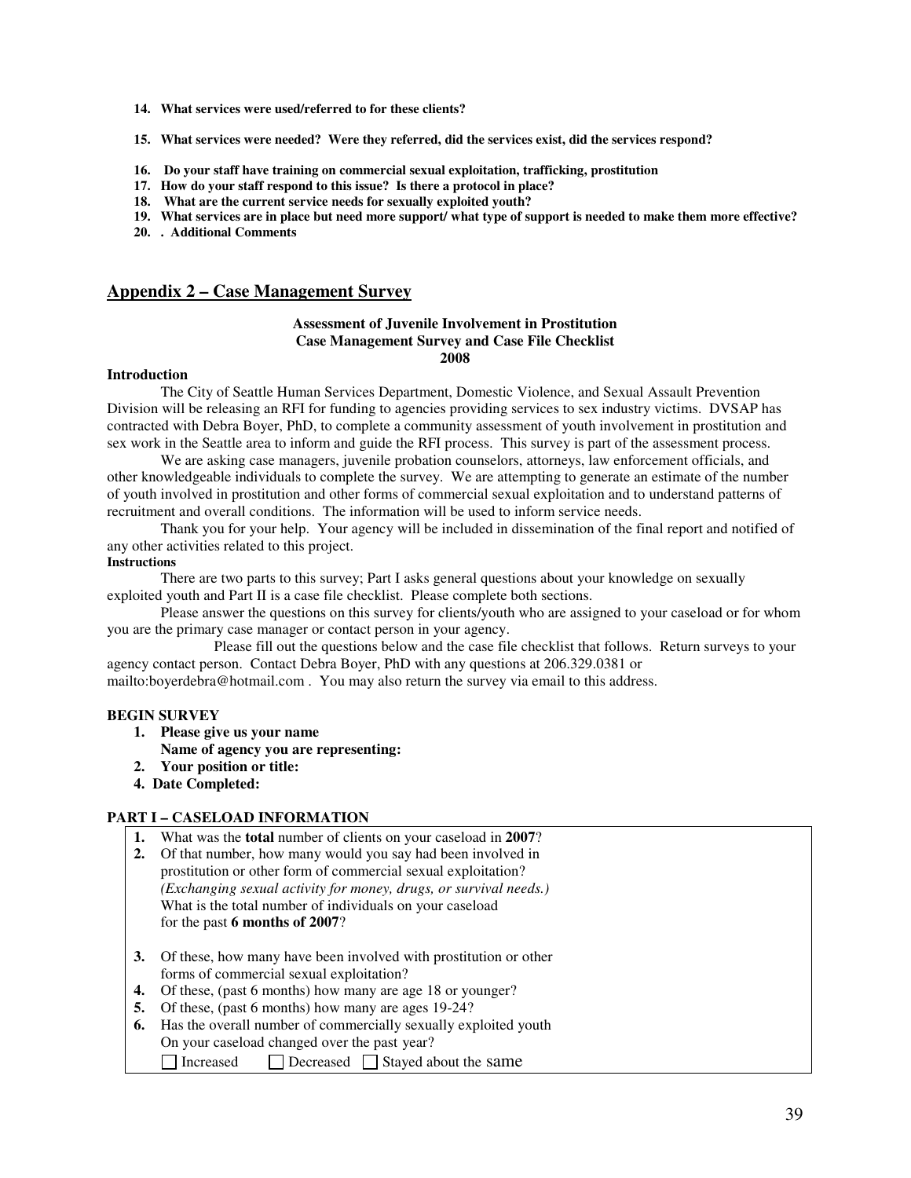14. **What services were used/referred to for these clients?**

15. **What services were needed? Were they referred, did the services exist, did the services respond?**

16. **Do your staff have training on commercial sexual exploitation, trafficking, prostitution**
17. **How do your staff respond to this issue? Is there a protocol in place?**
18. **What are the current service needs for sexually exploited youth?**
19. **What services are in place but need more support/ what type of support is needed to make them more effective?**
20. **. Additional Comments**

## Appendix 2 – Case Management Survey

**Assessment of Juvenile Involvement in Prostitution**
**Case Management Survey and Case File Checklist**
**2008**

**Introduction**

The City of Seattle Human Services Department, Domestic Violence, and Sexual Assault Prevention Division will be releasing an RFI for funding to agencies providing services to sex industry victims. DVSAP has contracted with Debra Boyer, PhD, to complete a community assessment of youth involvement in prostitution and sex work in the Seattle area to inform and guide the RFI process. This survey is part of the assessment process.

We are asking case managers, juvenile probation counselors, attorneys, law enforcement officials, and other knowledgeable individuals to complete the survey. We are attempting to generate an estimate of the number of youth involved in prostitution and other forms of commercial sexual exploitation and to understand patterns of recruitment and overall conditions. The information will be used to inform service needs.

Thank you for your help. Your agency will be included in dissemination of the final report and notified of any other activities related to this project.

**Instructions**

There are two parts to this survey; Part I asks general questions about your knowledge on sexually exploited youth and Part II is a case file checklist. Please complete both sections.

Please answer the questions on this survey for clients/youth who are assigned to your caseload or for whom you are the primary case manager or contact person in your agency.

Please fill out the questions below and the case file checklist that follows. Return surveys to your agency contact person. Contact Debra Boyer, PhD with any questions at 206.329.0381 or mailto:boyerdebra@hotmail.com . You may also return the survey via email to this address.

**BEGIN SURVEY**

1. **Please give us your name**
   **Name of agency you are representing:**
2. **Your position or title:**
4. **Date Completed:**

**PART I – CASELOAD INFORMATION**

1. What was the **total** number of clients on your caseload in **2007**?
2. Of that number, how many would you say had been involved in prostitution or other form of commercial sexual exploitation? *(Exchanging sexual activity for money, drugs, or survival needs.)*
   What is the total number of individuals on your caseload for the past **6 months of 2007**?
3. Of these, how many have been involved with prostitution or other forms of commercial sexual exploitation?
4. Of these, (past 6 months) how many are age 18 or younger?
5. Of these, (past 6 months) how many are ages 19-24?
6. Has the overall number of commercially sexually exploited youth On your caseload changed over the past year?
   ☐ Increased ☐ Decreased ☐ Stayed about the same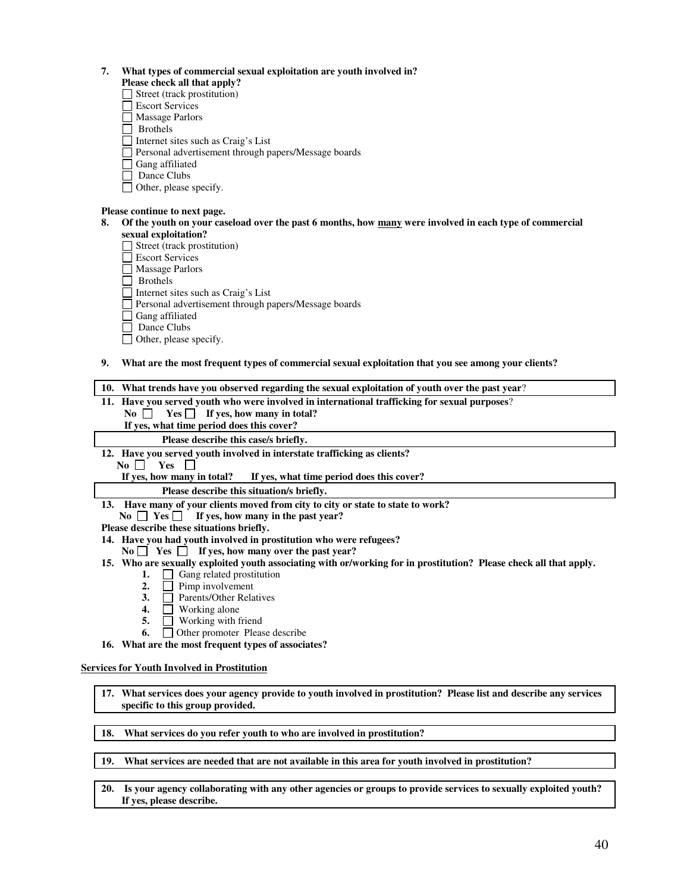**7. What types of commercial sexual exploitation are youth involved in?**
**Please check all that apply?**

- ☐ Street (track prostitution)
- ☐ Escort Services
- ☐ Massage Parlors
- ☐ Brothels
- ☐ Internet sites such as Craig's List
- ☐ Personal advertisement through papers/Message boards
- ☐ Gang affiliated
- ☐ Dance Clubs
- ☐ Other, please specify.

**Please continue to next page.**

**8. Of the youth on your caseload over the past 6 months, how many were involved in each type of commercial sexual exploitation?**

- ☐ Street (track prostitution)
- ☐ Escort Services
- ☐ Massage Parlors
- ☐ Brothels
- ☐ Internet sites such as Craig's List
- ☐ Personal advertisement through papers/Message boards
- ☐ Gang affiliated
- ☐ Dance Clubs
- ☐ Other, please specify.

**9. What are the most frequent types of commercial sexual exploitation that you see among your clients?**

**10. What trends have you observed regarding the sexual exploitation of youth over the past year**?

**11. Have you served youth who were involved in international trafficking for sexual purposes**?
**No** ☐ **Yes** ☐ **If yes, how many in total?**
**If yes, what time period does this cover?**

**Please describe this case/s briefly.**

**12. Have you served youth involved in interstate trafficking as clients?**
**No** ☐ **Yes** ☐
**If yes, how many in total? If yes, what time period does this cover?**

**Please describe this situation/s briefly.**

**13. Have many of your clients moved from city to city or state to state to work?**
**No** ☐ **Yes** ☐ **If yes, how many in the past year?**
**Please describe these situations briefly.**

**14. Have you had youth involved in prostitution who were refugees?**
**No** ☐ **Yes** ☐ **If yes, how many over the past year?**

**15. Who are sexually exploited youth associating with or/working for in prostitution? Please check all that apply.**

1. ☐ Gang related prostitution
2. ☐ Pimp involvement
3. ☐ Parents/Other Relatives
4. ☐ Working alone
5. ☐ Working with friend
6. ☐ Other promoter Please describe

**16. What are the most frequent types of associates?**

**Services for Youth Involved in Prostitution**

**17. What services does your agency provide to youth involved in prostitution? Please list and describe any services specific to this group provided.**

**18. What services do you refer youth to who are involved in prostitution?**

**19. What services are needed that are not available in this area for youth involved in prostitution?**

**20. Is your agency collaborating with any other agencies or groups to provide services to sexually exploited youth? If yes, please describe.**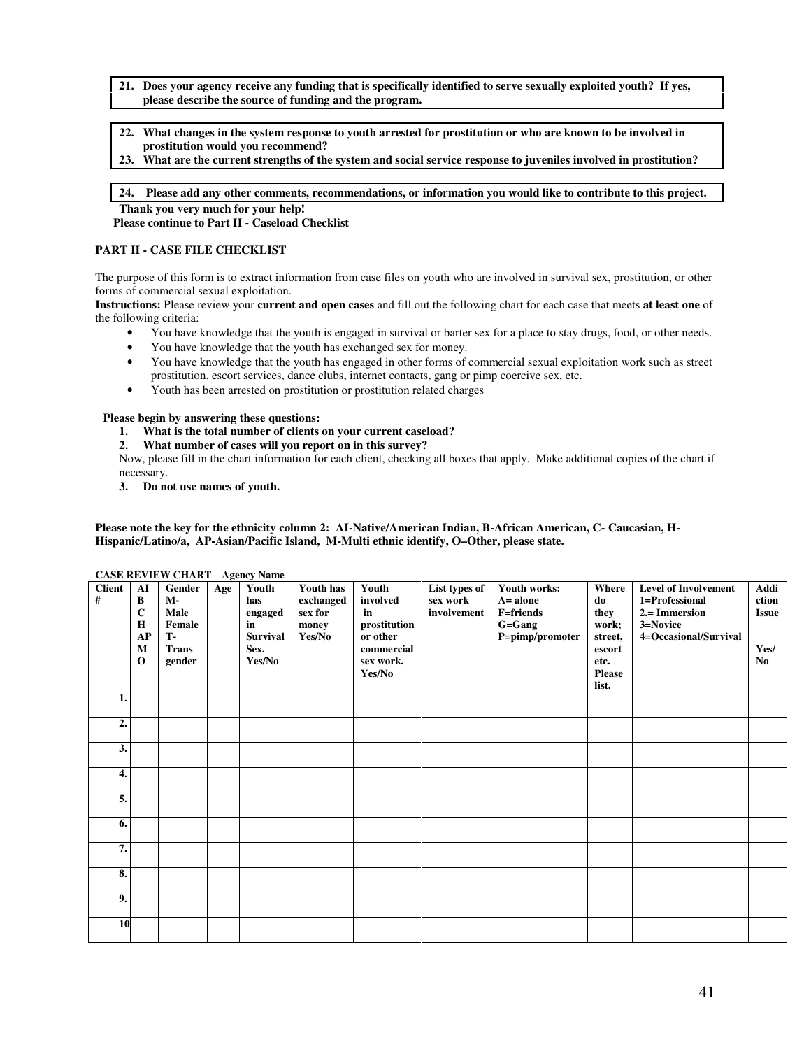**21. Does your agency receive any funding that is specifically identified to serve sexually exploited youth? If yes, please describe the source of funding and the program.**

**22. What changes in the system response to youth arrested for prostitution or who are known to be involved in prostitution would you recommend?**

**23. What are the current strengths of the system and social service response to juveniles involved in prostitution?**

**24. Please add any other comments, recommendations, or information you would like to contribute to this project.**

**Thank you very much for your help!**

**Please continue to Part II - Caseload Checklist**

## PART II - CASE FILE CHECKLIST

The purpose of this form is to extract information from case files on youth who are involved in survival sex, prostitution, or other forms of commercial sexual exploitation.

**Instructions:** Please review your **current and open cases** and fill out the following chart for each case that meets **at least one** of the following criteria:

- You have knowledge that the youth is engaged in survival or barter sex for a place to stay drugs, food, or other needs.
- You have knowledge that the youth has exchanged sex for money.
- You have knowledge that the youth has engaged in other forms of commercial sexual exploitation work such as street prostitution, escort services, dance clubs, internet contacts, gang or pimp coercive sex, etc.
- Youth has been arrested on prostitution or prostitution related charges

**Please begin by answering these questions:**

1. **What is the total number of clients on your current caseload?**
2. **What number of cases will you report on in this survey?**

   Now, please fill in the chart information for each client, checking all boxes that apply. Make additional copies of the chart if necessary.
3. **Do not use names of youth.**

**Please note the key for the ethnicity column 2: AI-Native/American Indian, B-African American, C- Caucasian, H-Hispanic/Latino/a, AP-Asian/Pacific Island, M-Multi ethnic identify, O–Other, please state.**

**CASE REVIEW CHART Agency Name**

| Client # | AI B C H AP M O | Gender M-Male Female T-Trans gender | Age | Youth has engaged in Survival Sex. Yes/No | Youth has exchanged sex for money Yes/No | Youth involved in prostitution or other commercial sex work. Yes/No | List types of sex work involvement | Youth works: A= alone F=friends G=Gang P=pimp/promoter | Where do they work; street, escort etc. Please list. | Level of Involvement 1=Professional 2.= Immersion 3=Novice 4=Occasional/Survival | Addiction Issue Yes/No |
|---|---|---|---|---|---|---|---|---|---|---|---|
| 1. | | | | | | | | | | | |
| 2. | | | | | | | | | | | |
| 3. | | | | | | | | | | | |
| 4. | | | | | | | | | | | |
| 5. | | | | | | | | | | | |
| 6. | | | | | | | | | | | |
| 7. | | | | | | | | | | | |
| 8. | | | | | | | | | | | |
| 9. | | | | | | | | | | | |
| 10 | | | | | | | | | | | |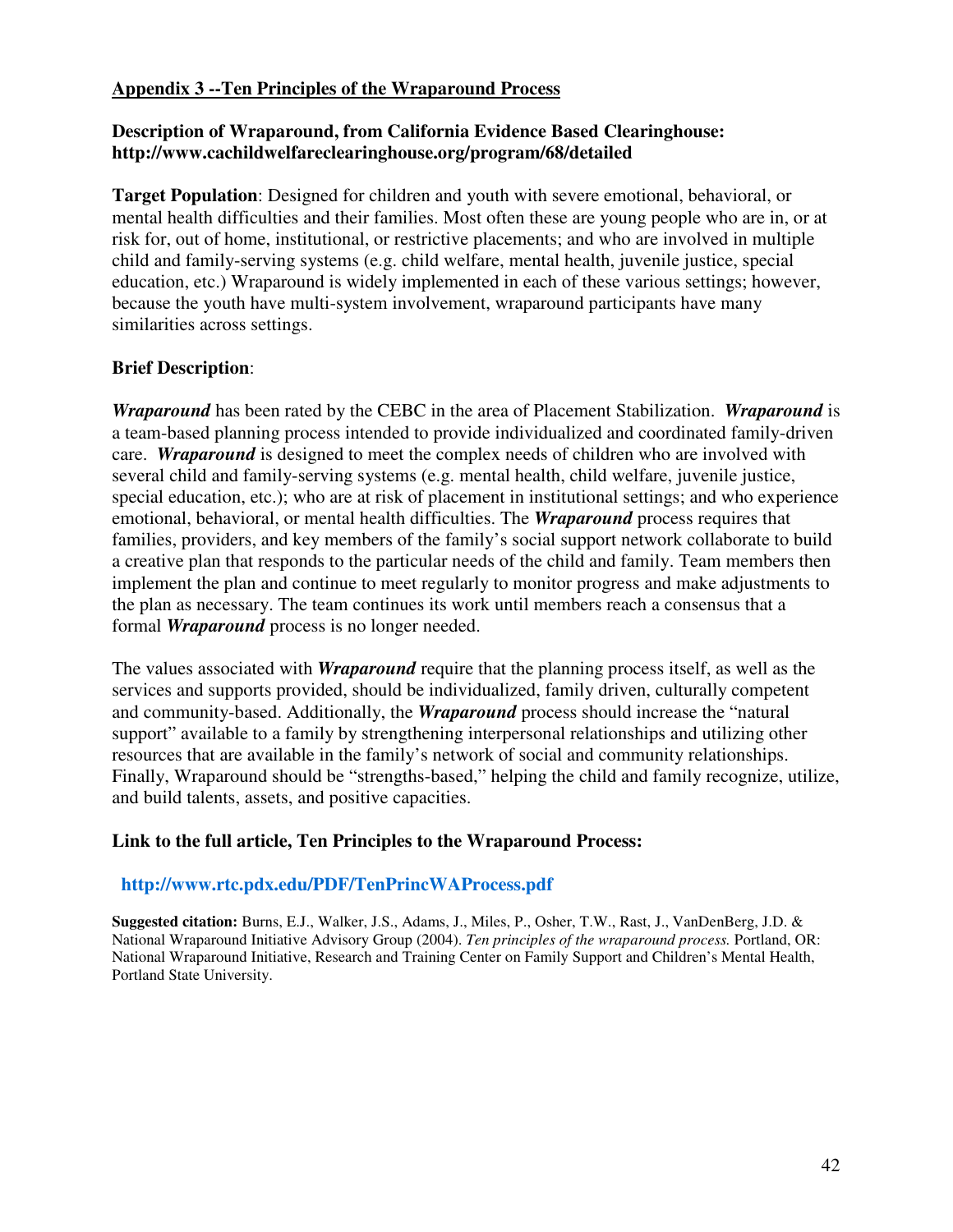## Appendix 3 --Ten Principles of the Wraparound Process

**Description of Wraparound, from California Evidence Based Clearinghouse: http://www.cachildwelfareclearinghouse.org/program/68/detailed**

**Target Population**: Designed for children and youth with severe emotional, behavioral, or mental health difficulties and their families. Most often these are young people who are in, or at risk for, out of home, institutional, or restrictive placements; and who are involved in multiple child and family-serving systems (e.g. child welfare, mental health, juvenile justice, special education, etc.) Wraparound is widely implemented in each of these various settings; however, because the youth have multi-system involvement, wraparound participants have many similarities across settings.

**Brief Description**:

***Wraparound*** has been rated by the CEBC in the area of Placement Stabilization. ***Wraparound*** is a team-based planning process intended to provide individualized and coordinated family-driven care. ***Wraparound*** is designed to meet the complex needs of children who are involved with several child and family-serving systems (e.g. mental health, child welfare, juvenile justice, special education, etc.); who are at risk of placement in institutional settings; and who experience emotional, behavioral, or mental health difficulties. The ***Wraparound*** process requires that families, providers, and key members of the family's social support network collaborate to build a creative plan that responds to the particular needs of the child and family. Team members then implement the plan and continue to meet regularly to monitor progress and make adjustments to the plan as necessary. The team continues its work until members reach a consensus that a formal ***Wraparound*** process is no longer needed.

The values associated with ***Wraparound*** require that the planning process itself, as well as the services and supports provided, should be individualized, family driven, culturally competent and community-based. Additionally, the ***Wraparound*** process should increase the "natural support" available to a family by strengthening interpersonal relationships and utilizing other resources that are available in the family's network of social and community relationships. Finally, Wraparound should be "strengths-based," helping the child and family recognize, utilize, and build talents, assets, and positive capacities.

**Link to the full article, Ten Principles to the Wraparound Process:**

**http://www.rtc.pdx.edu/PDF/TenPrincWAProcess.pdf**

**Suggested citation:** Burns, E.J., Walker, J.S., Adams, J., Miles, P., Osher, T.W., Rast, J., VanDenBerg, J.D. & National Wraparound Initiative Advisory Group (2004). *Ten principles of the wraparound process.* Portland, OR: National Wraparound Initiative, Research and Training Center on Family Support and Children's Mental Health, Portland State University.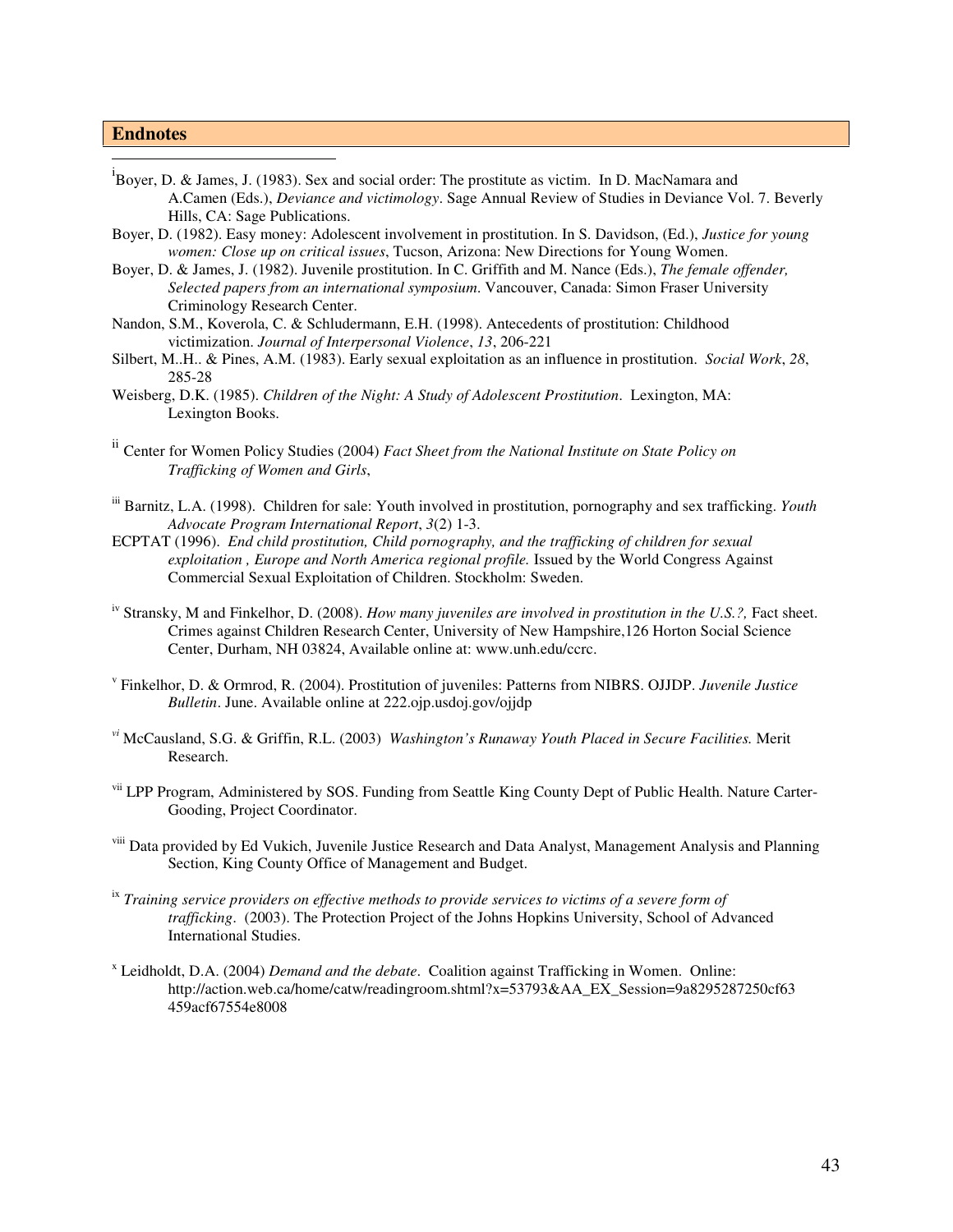## Endnotes

[i] Boyer, D. & James, J. (1983). Sex and social order: The prostitute as victim. In D. MacNamara and A.Camen (Eds.), *Deviance and victimology*. Sage Annual Review of Studies in Deviance Vol. 7. Beverly Hills, CA: Sage Publications.

Boyer, D. (1982). Easy money: Adolescent involvement in prostitution. In S. Davidson, (Ed.), *Justice for young women: Close up on critical issues*, Tucson, Arizona: New Directions for Young Women.

Boyer, D. & James, J. (1982). Juvenile prostitution. In C. Griffith and M. Nance (Eds.), *The female offender, Selected papers from an international symposium*. Vancouver, Canada: Simon Fraser University Criminology Research Center.

Nandon, S.M., Koverola, C. & Schludermann, E.H. (1998). Antecedents of prostitution: Childhood victimization. *Journal of Interpersonal Violence*, *13*, 206-221

Silbert, M..H.. & Pines, A.M. (1983). Early sexual exploitation as an influence in prostitution. *Social Work*, *28*, 285-28

Weisberg, D.K. (1985). *Children of the Night: A Study of Adolescent Prostitution*. Lexington, MA: Lexington Books.

[ii] Center for Women Policy Studies (2004) *Fact Sheet from the National Institute on State Policy on Trafficking of Women and Girls*,

[iii] Barnitz, L.A. (1998). Children for sale: Youth involved in prostitution, pornography and sex trafficking. *Youth Advocate Program International Report*, *3*(2) 1-3.

ECPTAT (1996). *End child prostitution, Child pornography, and the trafficking of children for sexual exploitation , Europe and North America regional profile.* Issued by the World Congress Against Commercial Sexual Exploitation of Children. Stockholm: Sweden.

[iv] Stransky, M and Finkelhor, D. (2008). *How many juveniles are involved in prostitution in the U.S.?,* Fact sheet. Crimes against Children Research Center, University of New Hampshire,126 Horton Social Science Center, Durham, NH 03824, Available online at: www.unh.edu/ccrc.

[v] Finkelhor, D. & Ormrod, R. (2004). Prostitution of juveniles: Patterns from NIBRS. OJJDP. *Juvenile Justice Bulletin*. June. Available online at 222.ojp.usdoj.gov/ojjdp

[vi] McCausland, S.G. & Griffin, R.L. (2003) *Washington's Runaway Youth Placed in Secure Facilities.* Merit Research.

[vii] LPP Program, Administered by SOS. Funding from Seattle King County Dept of Public Health. Nature Carter-Gooding, Project Coordinator.

[viii] Data provided by Ed Vukich, Juvenile Justice Research and Data Analyst, Management Analysis and Planning Section, King County Office of Management and Budget.

[ix] *Training service providers on effective methods to provide services to victims of a severe form of trafficking*. (2003). The Protection Project of the Johns Hopkins University, School of Advanced International Studies.

[x] Leidholdt, D.A. (2004) *Demand and the debate*. Coalition against Trafficking in Women. Online: http://action.web.ca/home/catw/readingroom.shtml?x=53793&AA_EX_Session=9a8295287250cf63459acf67554e8008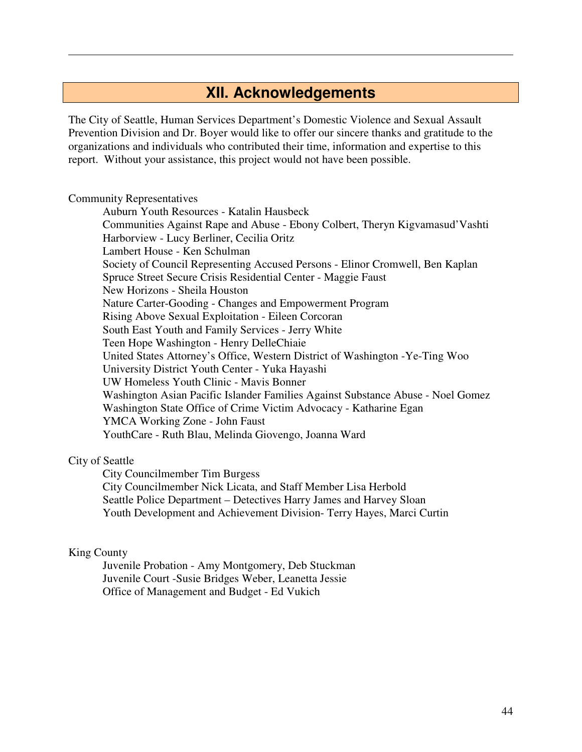# XII. Acknowledgements

The City of Seattle, Human Services Department's Domestic Violence and Sexual Assault Prevention Division and Dr. Boyer would like to offer our sincere thanks and gratitude to the organizations and individuals who contributed their time, information and expertise to this report. Without your assistance, this project would not have been possible.

Community Representatives

- Auburn Youth Resources - Katalin Hausbeck
- Communities Against Rape and Abuse - Ebony Colbert, Theryn Kigvamasud'Vashti
- Harborview - Lucy Berliner, Cecilia Oritz
- Lambert House - Ken Schulman
- Society of Council Representing Accused Persons - Elinor Cromwell, Ben Kaplan
- Spruce Street Secure Crisis Residential Center - Maggie Faust
- New Horizons - Sheila Houston
- Nature Carter-Gooding - Changes and Empowerment Program
- Rising Above Sexual Exploitation - Eileen Corcoran
- South East Youth and Family Services - Jerry White
- Teen Hope Washington - Henry DelleChiaie
- United States Attorney's Office, Western District of Washington -Ye-Ting Woo
- University District Youth Center - Yuka Hayashi
- UW Homeless Youth Clinic - Mavis Bonner
- Washington Asian Pacific Islander Families Against Substance Abuse - Noel Gomez
- Washington State Office of Crime Victim Advocacy - Katharine Egan
- YMCA Working Zone - John Faust
- YouthCare - Ruth Blau, Melinda Giovengo, Joanna Ward

City of Seattle

- City Councilmember Tim Burgess
- City Councilmember Nick Licata, and Staff Member Lisa Herbold
- Seattle Police Department – Detectives Harry James and Harvey Sloan
- Youth Development and Achievement Division- Terry Hayes, Marci Curtin

King County

- Juvenile Probation - Amy Montgomery, Deb Stuckman
- Juvenile Court -Susie Bridges Weber, Leanetta Jessie
- Office of Management and Budget - Ed Vukich